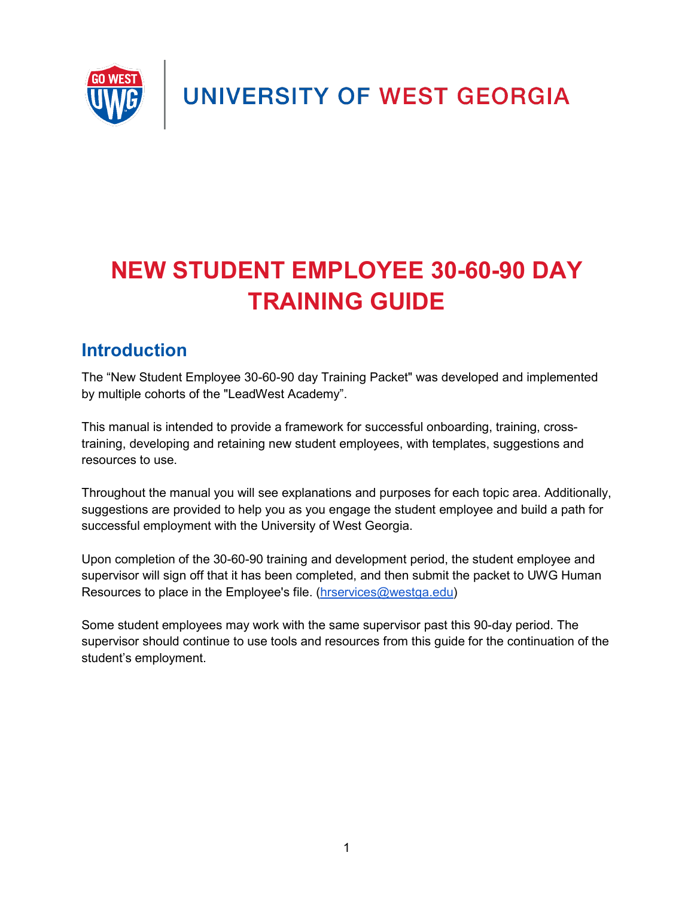UNIVERSITY OF WEST GEORGIA

# NEW STUDENT EMPLOYEE 30-60-90 DAY TRAINING GUIDE

## Introduction

The "New Student Employee 30-60-90 day Training Packet" was developed and implemented by multiple cohorts of the "LeadWest Academy".

This manual is intended to provide a framework for successful onboarding, training, cross-training, developing and retaining new student employees, with templates, suggestions and resources to use.

Throughout the manual you will see explanations and purposes for each topic area. Additionally, suggestions are provided to help you as you engage the student employee and build a path for successful employment with the University of West Georgia.

Upon completion of the 30-60-90 training and development period, the student employee and supervisor will sign off that it has been completed, and then submit the packet to UWG Human Resources to place in the Employee's file. (hrservices@westga.edu)

Some student employees may work with the same supervisor past this 90-day period. The supervisor should continue to use tools and resources from this guide for the continuation of the student's employment.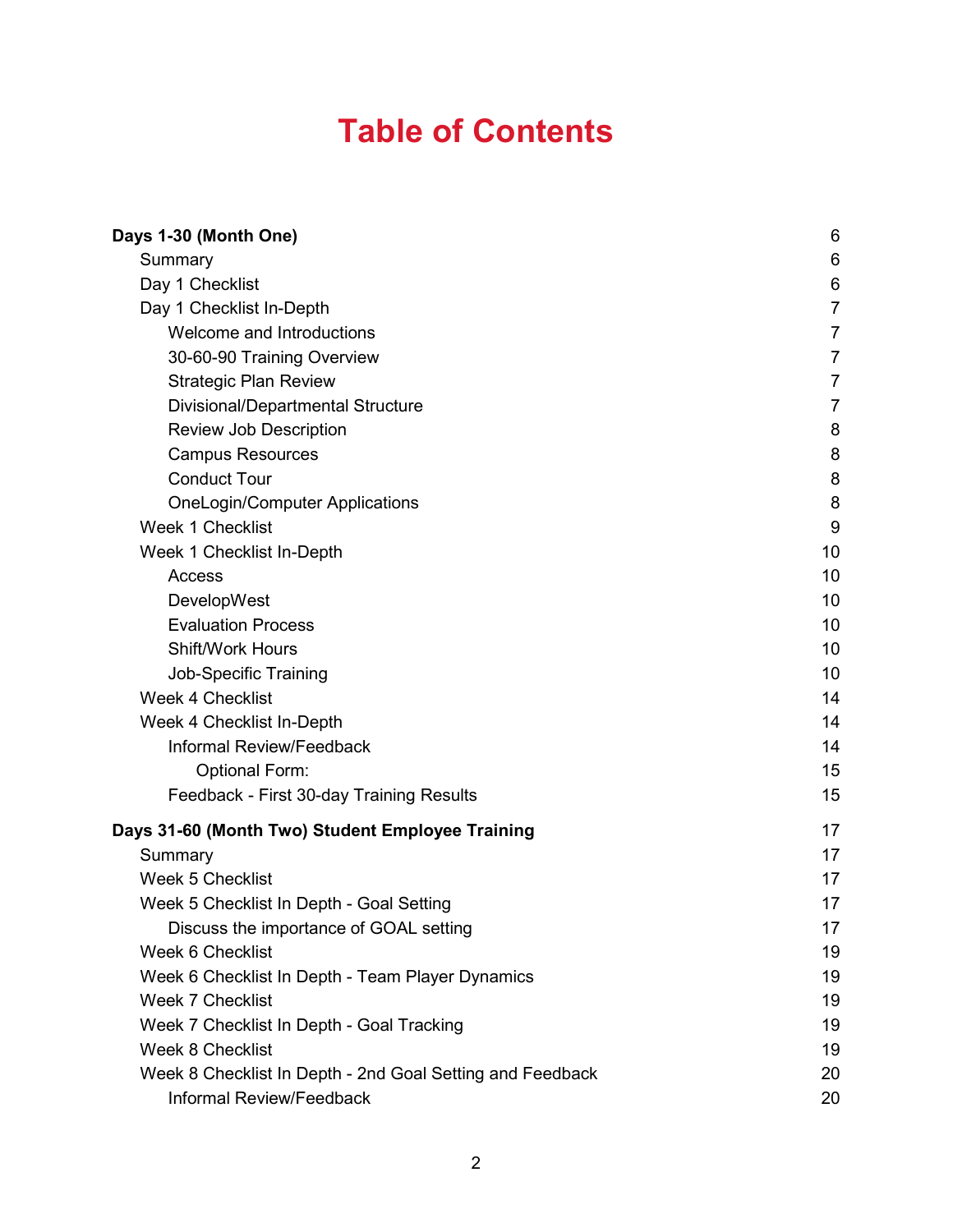# Table of Contents

- **Days 1-30 (Month One)** 6
  - Summary 6
  - Day 1 Checklist 6
  - Day 1 Checklist In-Depth 7
    - Welcome and Introductions 7
    - 30-60-90 Training Overview 7
    - Strategic Plan Review 7
    - Divisional/Departmental Structure 7
    - Review Job Description 8
    - Campus Resources 8
    - Conduct Tour 8
    - OneLogin/Computer Applications 8
  - Week 1 Checklist 9
  - Week 1 Checklist In-Depth 10
    - Access 10
    - DevelopWest 10
    - Evaluation Process 10
    - Shift/Work Hours 10
    - Job-Specific Training 10
  - Week 4 Checklist 14
  - Week 4 Checklist In-Depth 14
    - Informal Review/Feedback 14
      - Optional Form: 15
    - Feedback - First 30-day Training Results 15
- **Days 31-60 (Month Two) Student Employee Training** 17
  - Summary 17
  - Week 5 Checklist 17
  - Week 5 Checklist In Depth - Goal Setting 17
    - Discuss the importance of GOAL setting 17
  - Week 6 Checklist 19
  - Week 6 Checklist In Depth - Team Player Dynamics 19
  - Week 7 Checklist 19
  - Week 7 Checklist In Depth - Goal Tracking 19
  - Week 8 Checklist 19
  - Week 8 Checklist In Depth - 2nd Goal Setting and Feedback 20
    - Informal Review/Feedback 20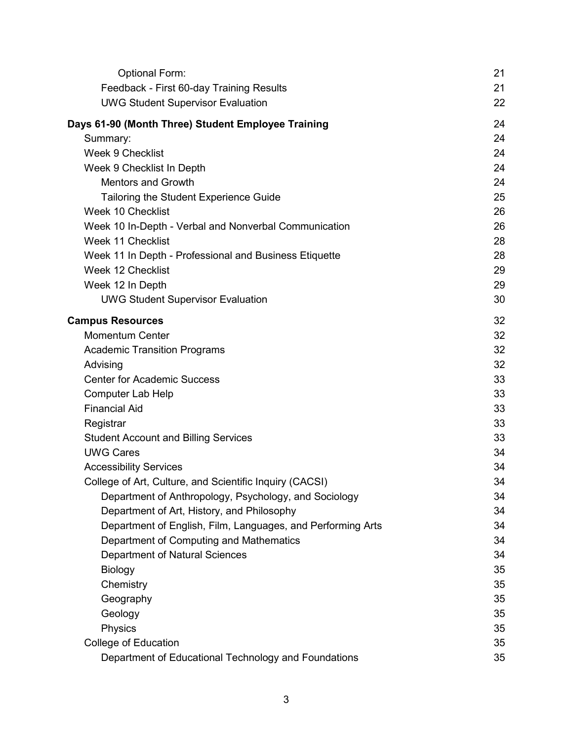| | |
|---|---|
| Optional Form: | 21 |
| Feedback - First 60-day Training Results | 21 |
| UWG Student Supervisor Evaluation | 22 |
| **Days 61-90 (Month Three) Student Employee Training** | 24 |
| Summary: | 24 |
| Week 9 Checklist | 24 |
| Week 9 Checklist In Depth | 24 |
| Mentors and Growth | 24 |
| Tailoring the Student Experience Guide | 25 |
| Week 10 Checklist | 26 |
| Week 10 In-Depth - Verbal and Nonverbal Communication | 26 |
| Week 11 Checklist | 28 |
| Week 11 In Depth - Professional and Business Etiquette | 28 |
| Week 12 Checklist | 29 |
| Week 12 In Depth | 29 |
| UWG Student Supervisor Evaluation | 30 |
| **Campus Resources** | 32 |
| Momentum Center | 32 |
| Academic Transition Programs | 32 |
| Advising | 32 |
| Center for Academic Success | 33 |
| Computer Lab Help | 33 |
| Financial Aid | 33 |
| Registrar | 33 |
| Student Account and Billing Services | 33 |
| UWG Cares | 34 |
| Accessibility Services | 34 |
| College of Art, Culture, and Scientific Inquiry (CACSI) | 34 |
| Department of Anthropology, Psychology, and Sociology | 34 |
| Department of Art, History, and Philosophy | 34 |
| Department of English, Film, Languages, and Performing Arts | 34 |
| Department of Computing and Mathematics | 34 |
| Department of Natural Sciences | 34 |
| Biology | 35 |
| Chemistry | 35 |
| Geography | 35 |
| Geology | 35 |
| Physics | 35 |
| College of Education | 35 |
| Department of Educational Technology and Foundations | 35 |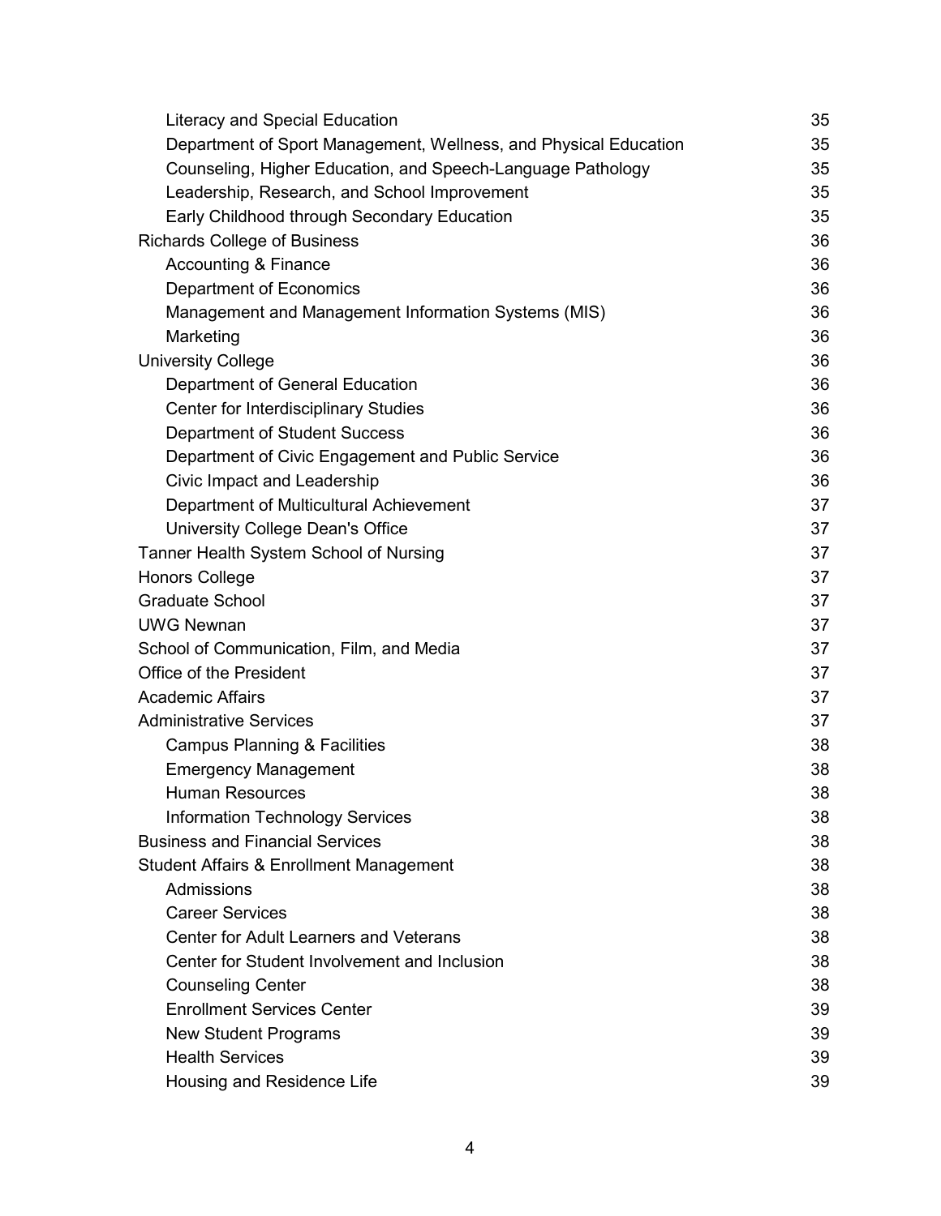- Literacy and Special Education 35
- Department of Sport Management, Wellness, and Physical Education 35
- Counseling, Higher Education, and Speech-Language Pathology 35
- Leadership, Research, and School Improvement 35
- Early Childhood through Secondary Education 35

Richards College of Business 36

- Accounting & Finance 36
- Department of Economics 36
- Management and Management Information Systems (MIS) 36
- Marketing 36

University College 36

- Department of General Education 36
- Center for Interdisciplinary Studies 36
- Department of Student Success 36
- Department of Civic Engagement and Public Service 36
- Civic Impact and Leadership 36
- Department of Multicultural Achievement 37
- University College Dean's Office 37

Tanner Health System School of Nursing 37

Honors College 37

Graduate School 37

UWG Newnan 37

School of Communication, Film, and Media 37

Office of the President 37

Academic Affairs 37

Administrative Services 37

- Campus Planning & Facilities 38
- Emergency Management 38
- Human Resources 38
- Information Technology Services 38

Business and Financial Services 38

Student Affairs & Enrollment Management 38

- Admissions 38
- Career Services 38
- Center for Adult Learners and Veterans 38
- Center for Student Involvement and Inclusion 38
- Counseling Center 38
- Enrollment Services Center 39
- New Student Programs 39
- Health Services 39
- Housing and Residence Life 39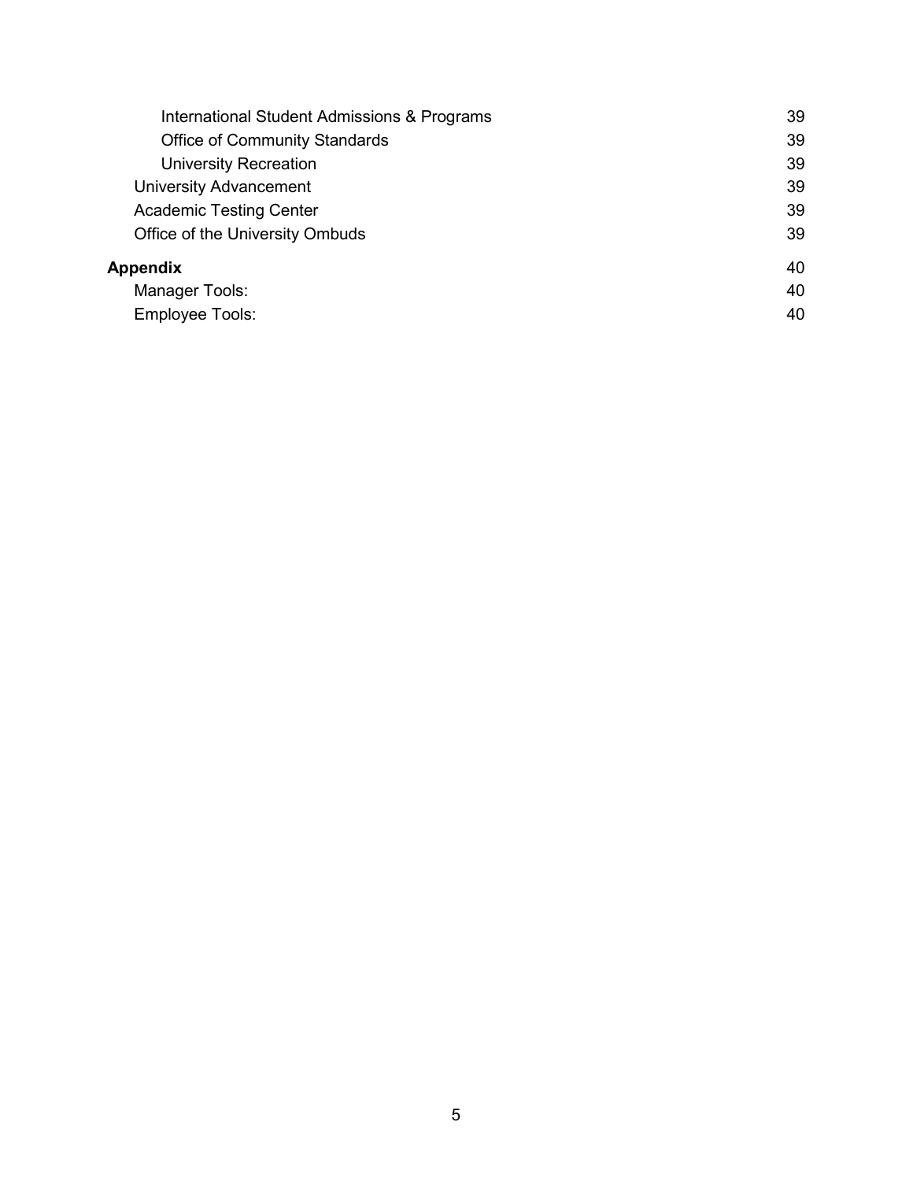- International Student Admissions & Programs 39
- Office of Community Standards 39
- University Recreation 39

University Advancement 39

Academic Testing Center 39

Office of the University Ombuds 39

**Appendix** 40

Manager Tools: 40

Employee Tools: 40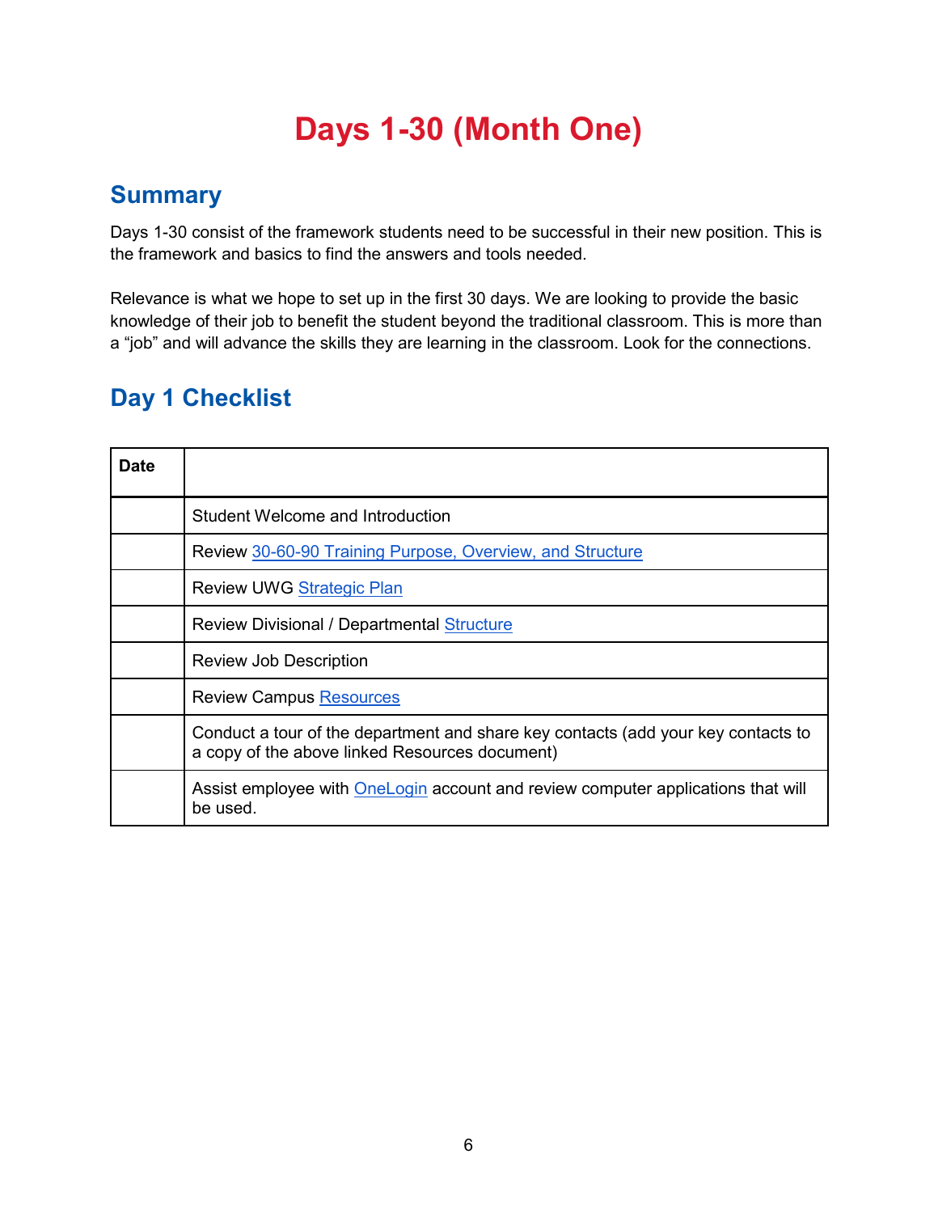# Days 1-30 (Month One)

## Summary

Days 1-30 consist of the framework students need to be successful in their new position. This is the framework and basics to find the answers and tools needed.

Relevance is what we hope to set up in the first 30 days. We are looking to provide the basic knowledge of their job to benefit the student beyond the traditional classroom. This is more than a "job" and will advance the skills they are learning in the classroom. Look for the connections.

## Day 1 Checklist

| Date | |
|---|---|
| | Student Welcome and Introduction |
| | Review 30-60-90 Training Purpose, Overview, and Structure |
| | Review UWG Strategic Plan |
| | Review Divisional / Departmental Structure |
| | Review Job Description |
| | Review Campus Resources |
| | Conduct a tour of the department and share key contacts (add your key contacts to a copy of the above linked Resources document) |
| | Assist employee with OneLogin account and review computer applications that will be used. |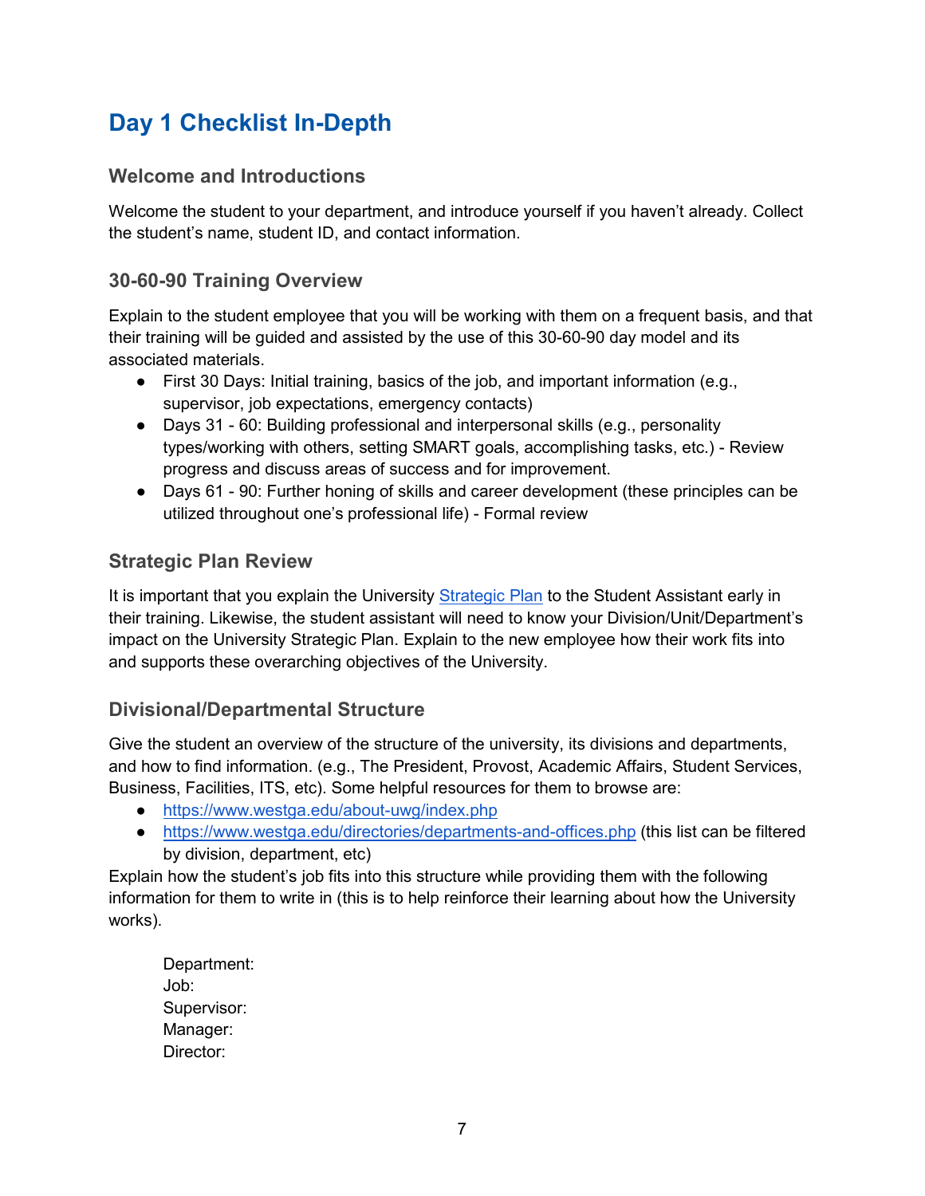# Day 1 Checklist In-Depth

## Welcome and Introductions

Welcome the student to your department, and introduce yourself if you haven't already. Collect the student's name, student ID, and contact information.

## 30-60-90 Training Overview

Explain to the student employee that you will be working with them on a frequent basis, and that their training will be guided and assisted by the use of this 30-60-90 day model and its associated materials.

- First 30 Days: Initial training, basics of the job, and important information (e.g., supervisor, job expectations, emergency contacts)
- Days 31 - 60: Building professional and interpersonal skills (e.g., personality types/working with others, setting SMART goals, accomplishing tasks, etc.) - Review progress and discuss areas of success and for improvement.
- Days 61 - 90: Further honing of skills and career development (these principles can be utilized throughout one's professional life) - Formal review

## Strategic Plan Review

It is important that you explain the University [Strategic Plan] to the Student Assistant early in their training. Likewise, the student assistant will need to know your Division/Unit/Department's impact on the University Strategic Plan. Explain to the new employee how their work fits into and supports these overarching objectives of the University.

## Divisional/Departmental Structure

Give the student an overview of the structure of the university, its divisions and departments, and how to find information. (e.g., The President, Provost, Academic Affairs, Student Services, Business, Facilities, ITS, etc). Some helpful resources for them to browse are:

- https://www.westga.edu/about-uwg/index.php
- https://www.westga.edu/directories/departments-and-offices.php (this list can be filtered by division, department, etc)

Explain how the student's job fits into this structure while providing them with the following information for them to write in (this is to help reinforce their learning about how the University works).

Department:
Job:
Supervisor:
Manager:
Director: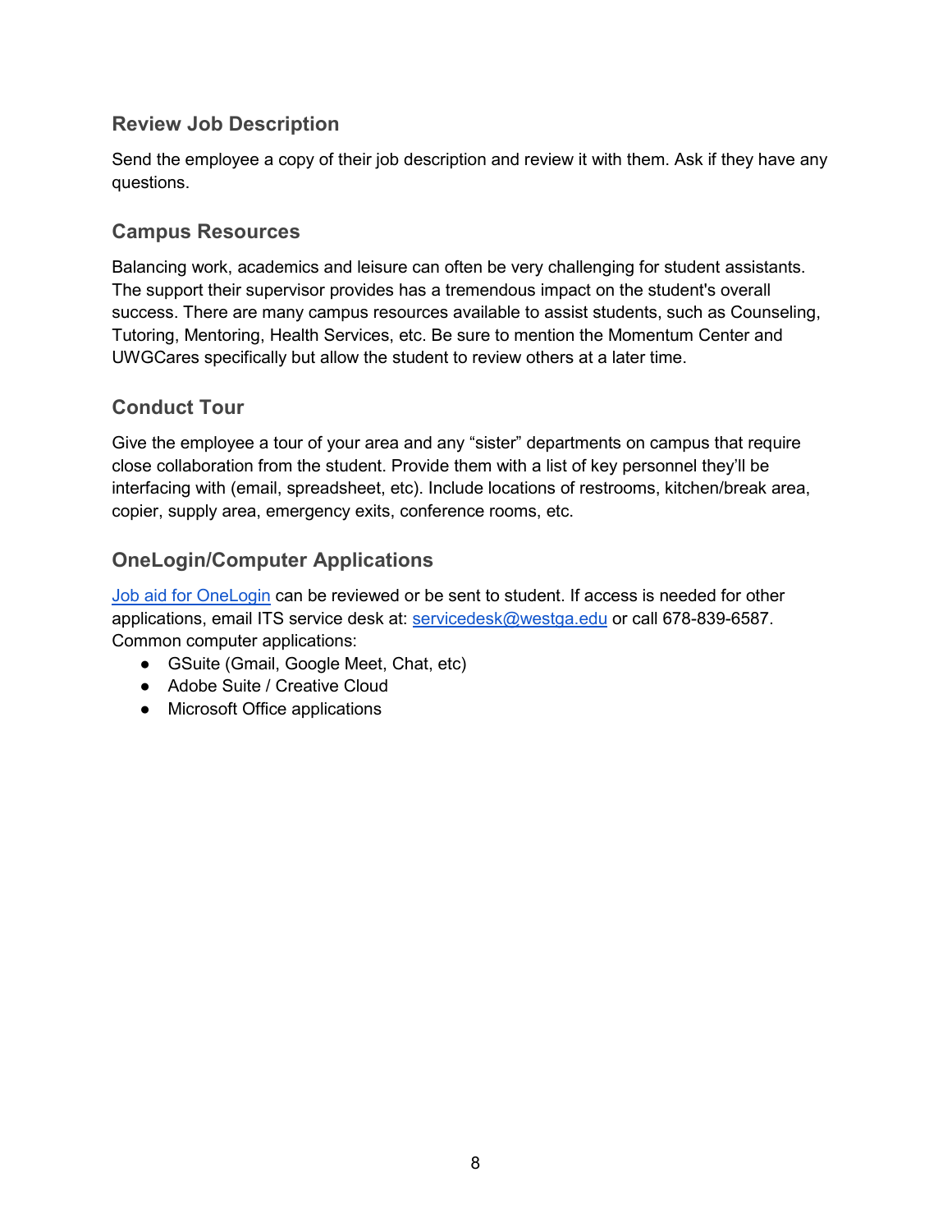### Review Job Description

Send the employee a copy of their job description and review it with them. Ask if they have any questions.

### Campus Resources

Balancing work, academics and leisure can often be very challenging for student assistants. The support their supervisor provides has a tremendous impact on the student's overall success. There are many campus resources available to assist students, such as Counseling, Tutoring, Mentoring, Health Services, etc. Be sure to mention the Momentum Center and UWGCares specifically but allow the student to review others at a later time.

### Conduct Tour

Give the employee a tour of your area and any "sister" departments on campus that require close collaboration from the student. Provide them with a list of key personnel they'll be interfacing with (email, spreadsheet, etc). Include locations of restrooms, kitchen/break area, copier, supply area, emergency exits, conference rooms, etc.

### OneLogin/Computer Applications

Job aid for OneLogin can be reviewed or be sent to student. If access is needed for other applications, email ITS service desk at: servicedesk@westga.edu or call 678-839-6587.
Common computer applications:

- GSuite (Gmail, Google Meet, Chat, etc)
- Adobe Suite / Creative Cloud
- Microsoft Office applications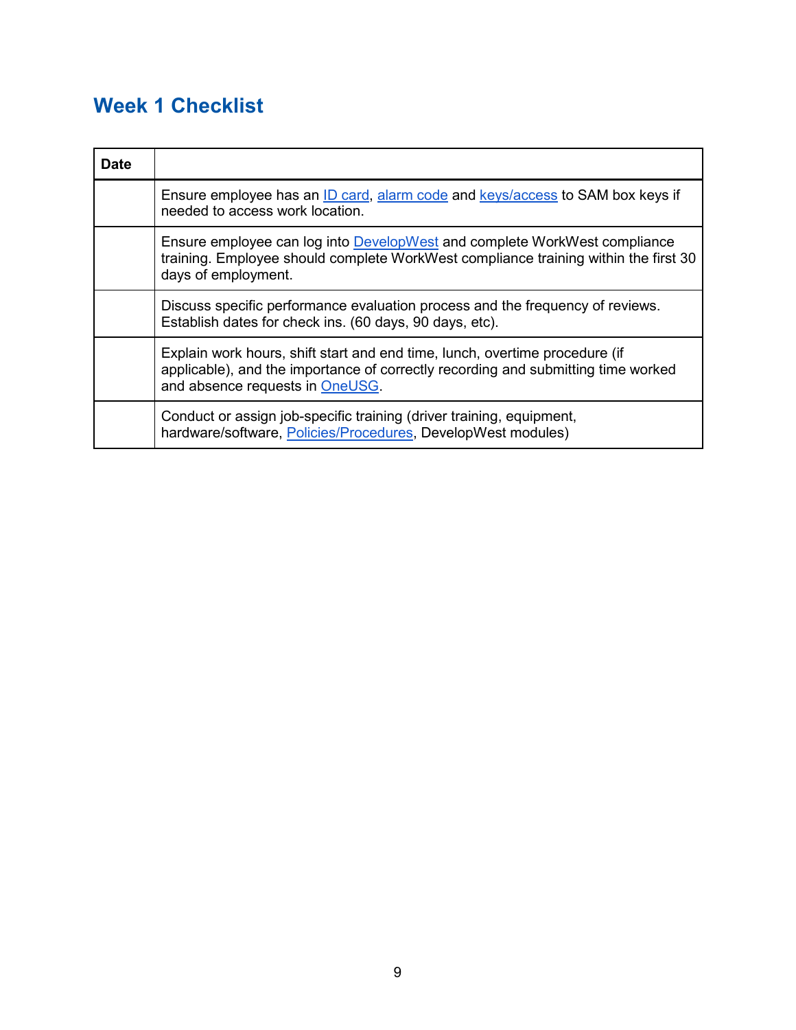## Week 1 Checklist

| Date | |
|---|---|
| | Ensure employee has an ID card, alarm code and keys/access to SAM box keys if needed to access work location. |
| | Ensure employee can log into DevelopWest and complete WorkWest compliance training. Employee should complete WorkWest compliance training within the first 30 days of employment. |
| | Discuss specific performance evaluation process and the frequency of reviews. Establish dates for check ins. (60 days, 90 days, etc). |
| | Explain work hours, shift start and end time, lunch, overtime procedure (if applicable), and the importance of correctly recording and submitting time worked and absence requests in OneUSG. |
| | Conduct or assign job-specific training (driver training, equipment, hardware/software, Policies/Procedures, DevelopWest modules) |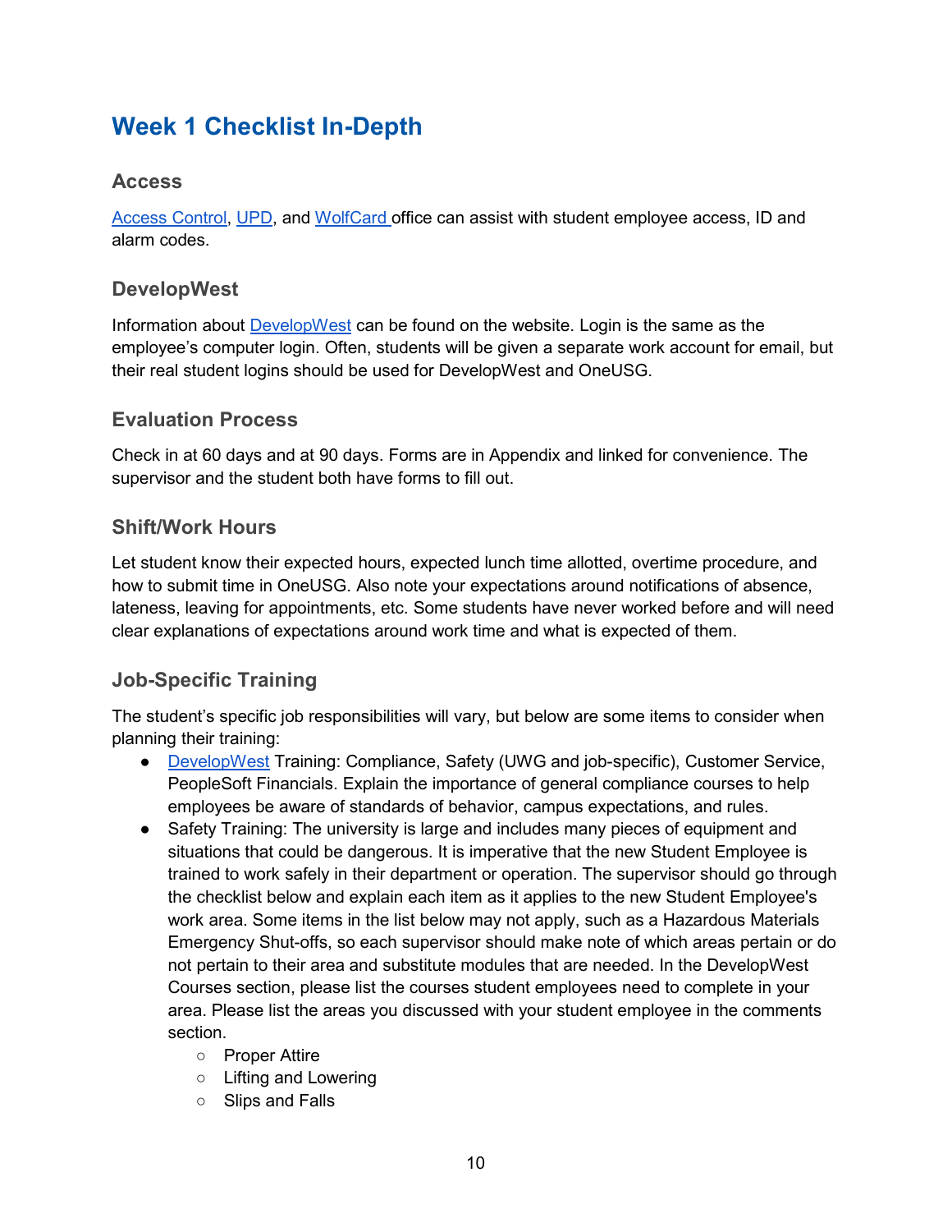# Week 1 Checklist In-Depth

### Access

Access Control, UPD, and WolfCard office can assist with student employee access, ID and alarm codes.

### DevelopWest

Information about DevelopWest can be found on the website. Login is the same as the employee's computer login. Often, students will be given a separate work account for email, but their real student logins should be used for DevelopWest and OneUSG.

### Evaluation Process

Check in at 60 days and at 90 days. Forms are in Appendix and linked for convenience. The supervisor and the student both have forms to fill out.

### Shift/Work Hours

Let student know their expected hours, expected lunch time allotted, overtime procedure, and how to submit time in OneUSG. Also note your expectations around notifications of absence, lateness, leaving for appointments, etc. Some students have never worked before and will need clear explanations of expectations around work time and what is expected of them.

### Job-Specific Training

The student's specific job responsibilities will vary, but below are some items to consider when planning their training:

- DevelopWest Training: Compliance, Safety (UWG and job-specific), Customer Service, PeopleSoft Financials. Explain the importance of general compliance courses to help employees be aware of standards of behavior, campus expectations, and rules.
- Safety Training: The university is large and includes many pieces of equipment and situations that could be dangerous. It is imperative that the new Student Employee is trained to work safely in their department or operation. The supervisor should go through the checklist below and explain each item as it applies to the new Student Employee's work area. Some items in the list below may not apply, such as a Hazardous Materials Emergency Shut-offs, so each supervisor should make note of which areas pertain or do not pertain to their area and substitute modules that are needed. In the DevelopWest Courses section, please list the courses student employees need to complete in your area. Please list the areas you discussed with your student employee in the comments section.
    - Proper Attire
    - Lifting and Lowering
    - Slips and Falls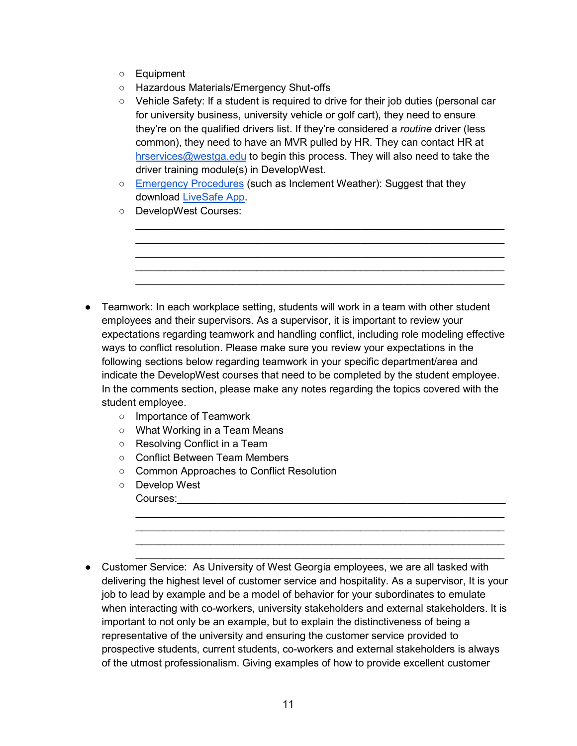- Equipment
  - Hazardous Materials/Emergency Shut-offs
  - Vehicle Safety: If a student is required to drive for their job duties (personal car for university business, university vehicle or golf cart), they need to ensure they're on the qualified drivers list. If they're considered a *routine* driver (less common), they need to have an MVR pulled by HR. They can contact HR at [hrservices@westga.edu](mailto:hrservices@westga.edu) to begin this process. They will also need to take the driver training module(s) in DevelopWest.
  - [Emergency Procedures](#) (such as Inclement Weather): Suggest that they download [LiveSafe App](#).
  - DevelopWest Courses: ______________________________________________________________
    ______________________________________________________________
    ______________________________________________________________
    ______________________________________________________________
    ______________________________________________________________

- Teamwork: In each workplace setting, students will work in a team with other student employees and their supervisors. As a supervisor, it is important to review your expectations regarding teamwork and handling conflict, including role modeling effective ways to conflict resolution. Please make sure you review your expectations in the following sections below regarding teamwork in your specific department/area and indicate the DevelopWest courses that need to be completed by the student employee. In the comments section, please make any notes regarding the topics covered with the student employee.
  - Importance of Teamwork
  - What Working in a Team Means
  - Resolving Conflict in a Team
  - Conflict Between Team Members
  - Common Approaches to Conflict Resolution
  - Develop West Courses:______________________________________________________________
    ______________________________________________________________
    ______________________________________________________________
    ______________________________________________________________
    ______________________________________________________________

- Customer Service: As University of West Georgia employees, we are all tasked with delivering the highest level of customer service and hospitality. As a supervisor, It is your job to lead by example and be a model of behavior for your subordinates to emulate when interacting with co-workers, university stakeholders and external stakeholders. It is important to not only be an example, but to explain the distinctiveness of being a representative of the university and ensuring the customer service provided to prospective students, current students, co-workers and external stakeholders is always of the utmost professionalism. Giving examples of how to provide excellent customer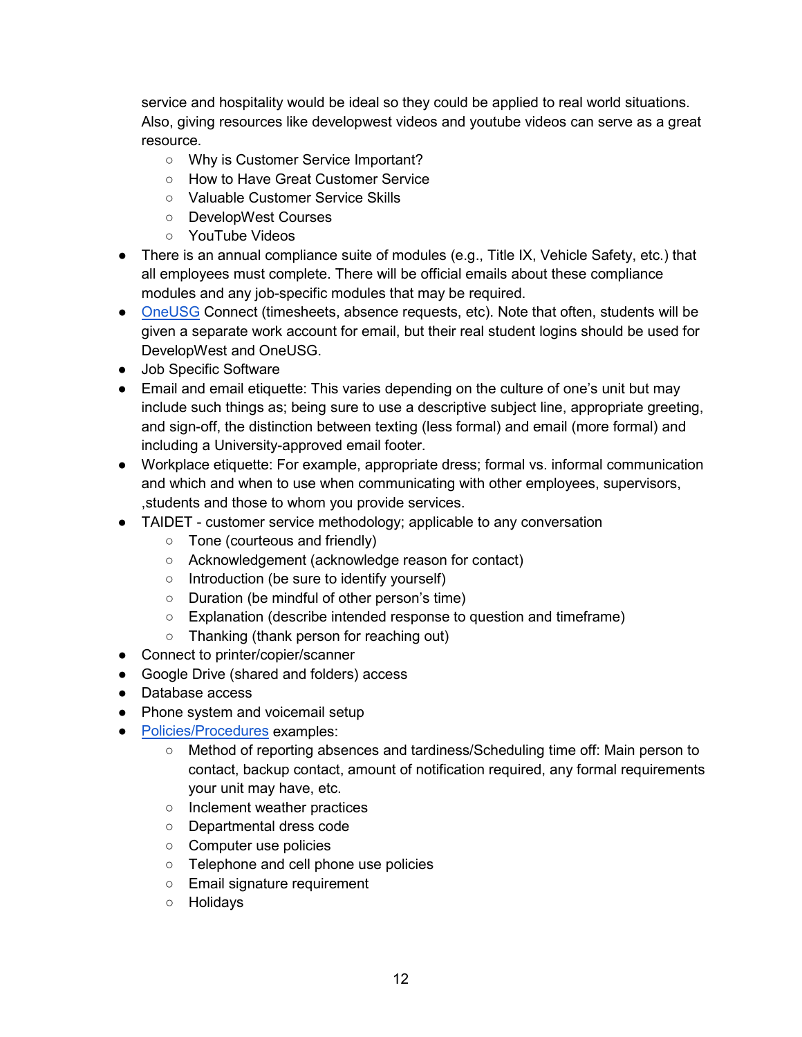service and hospitality would be ideal so they could be applied to real world situations. Also, giving resources like developwest videos and youtube videos can serve as a great resource.
  - Why is Customer Service Important?
  - How to Have Great Customer Service
  - Valuable Customer Service Skills
  - DevelopWest Courses
  - YouTube Videos
- There is an annual compliance suite of modules (e.g., Title IX, Vehicle Safety, etc.) that all employees must complete. There will be official emails about these compliance modules and any job-specific modules that may be required.
- OneUSG Connect (timesheets, absence requests, etc). Note that often, students will be given a separate work account for email, but their real student logins should be used for DevelopWest and OneUSG.
- Job Specific Software
- Email and email etiquette: This varies depending on the culture of one's unit but may include such things as; being sure to use a descriptive subject line, appropriate greeting, and sign-off, the distinction between texting (less formal) and email (more formal) and including a University-approved email footer.
- Workplace etiquette: For example, appropriate dress; formal vs. informal communication and which and when to use when communicating with other employees, supervisors, ,students and those to whom you provide services.
- TAIDET - customer service methodology; applicable to any conversation
  - Tone (courteous and friendly)
  - Acknowledgement (acknowledge reason for contact)
  - Introduction (be sure to identify yourself)
  - Duration (be mindful of other person's time)
  - Explanation (describe intended response to question and timeframe)
  - Thanking (thank person for reaching out)
- Connect to printer/copier/scanner
- Google Drive (shared and folders) access
- Database access
- Phone system and voicemail setup
- Policies/Procedures examples:
  - Method of reporting absences and tardiness/Scheduling time off: Main person to contact, backup contact, amount of notification required, any formal requirements your unit may have, etc.
  - Inclement weather practices
  - Departmental dress code
  - Computer use policies
  - Telephone and cell phone use policies
  - Email signature requirement
  - Holidays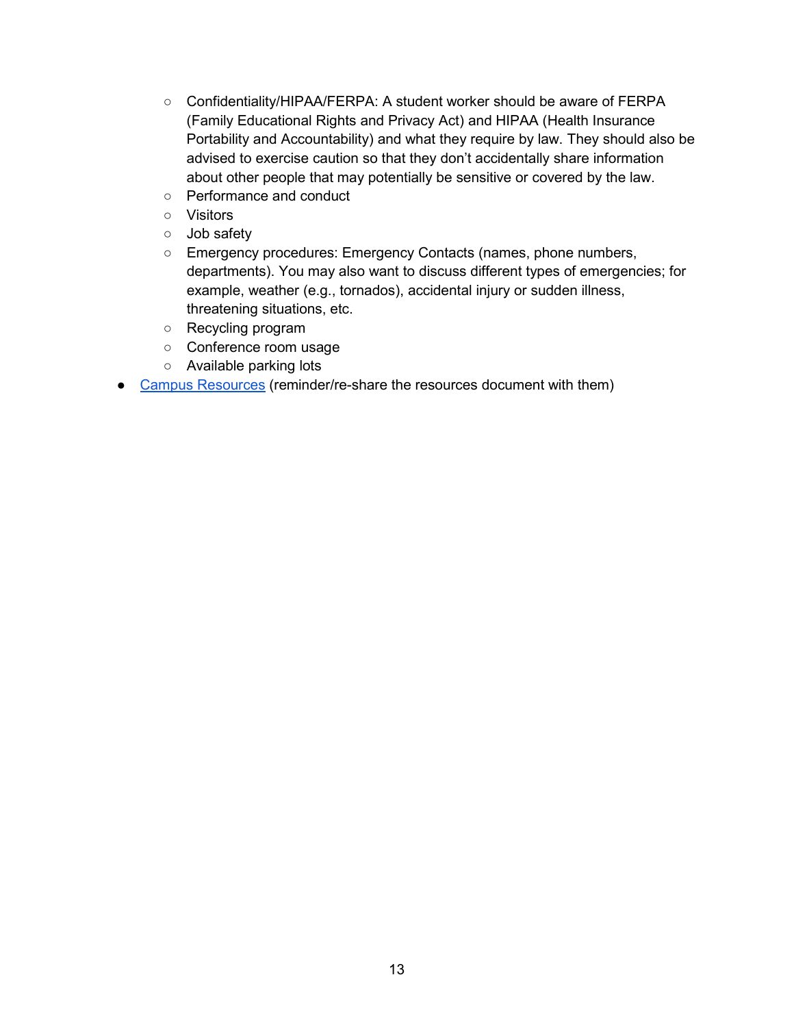- Confidentiality/HIPAA/FERPA: A student worker should be aware of FERPA (Family Educational Rights and Privacy Act) and HIPAA (Health Insurance Portability and Accountability) and what they require by law. They should also be advised to exercise caution so that they don't accidentally share information about other people that may potentially be sensitive or covered by the law.
  - Performance and conduct
  - Visitors
  - Job safety
  - Emergency procedures: Emergency Contacts (names, phone numbers, departments). You may also want to discuss different types of emergencies; for example, weather (e.g., tornados), accidental injury or sudden illness, threatening situations, etc.
  - Recycling program
  - Conference room usage
  - Available parking lots
- Campus Resources (reminder/re-share the resources document with them)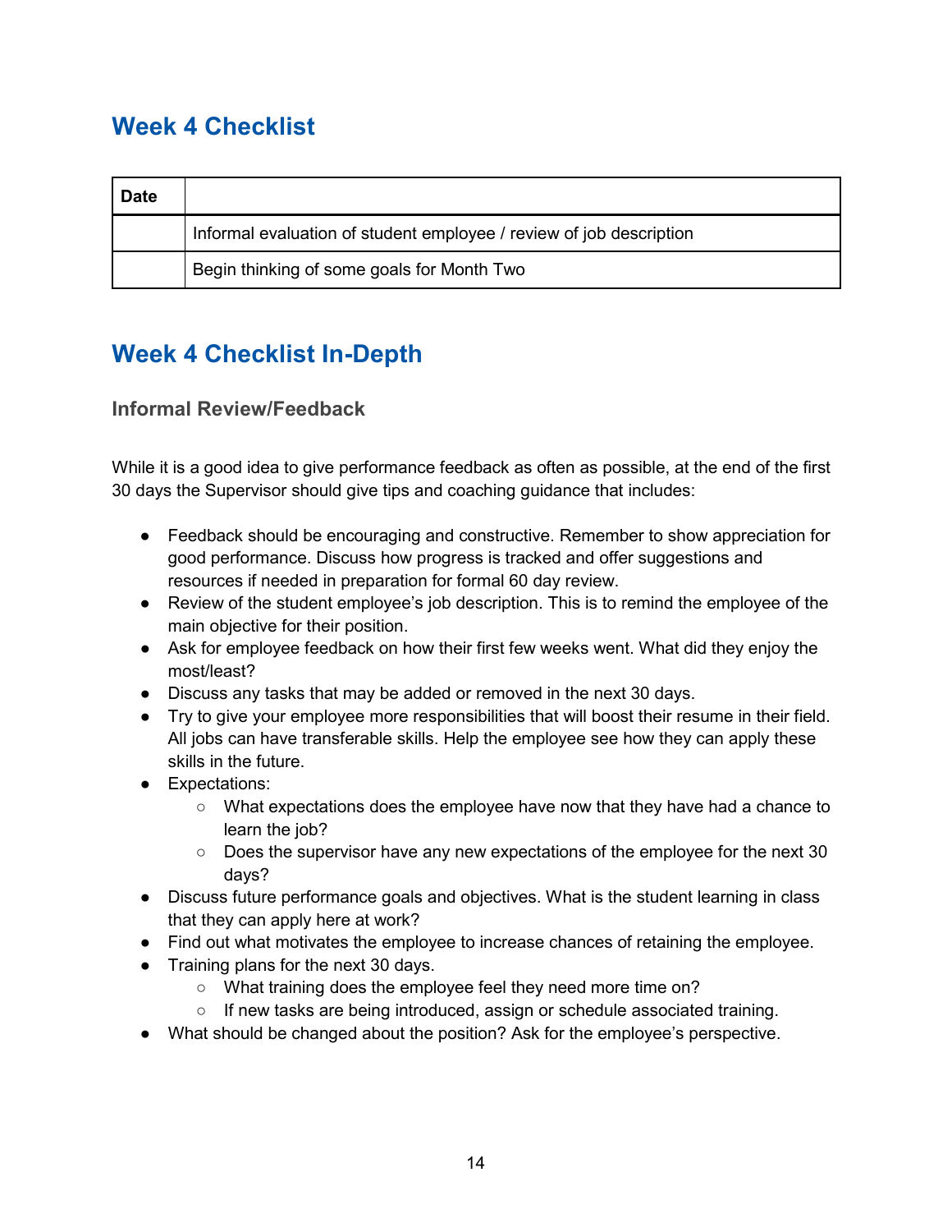## Week 4 Checklist

| Date | |
|---|---|
| | Informal evaluation of student employee / review of job description |
| | Begin thinking of some goals for Month Two |

## Week 4 Checklist In-Depth

### Informal Review/Feedback

While it is a good idea to give performance feedback as often as possible, at the end of the first 30 days the Supervisor should give tips and coaching guidance that includes:

- Feedback should be encouraging and constructive. Remember to show appreciation for good performance. Discuss how progress is tracked and offer suggestions and resources if needed in preparation for formal 60 day review.
- Review of the student employee's job description. This is to remind the employee of the main objective for their position.
- Ask for employee feedback on how their first few weeks went. What did they enjoy the most/least?
- Discuss any tasks that may be added or removed in the next 30 days.
- Try to give your employee more responsibilities that will boost their resume in their field. All jobs can have transferable skills. Help the employee see how they can apply these skills in the future.
- Expectations:
  - What expectations does the employee have now that they have had a chance to learn the job?
  - Does the supervisor have any new expectations of the employee for the next 30 days?
- Discuss future performance goals and objectives. What is the student learning in class that they can apply here at work?
- Find out what motivates the employee to increase chances of retaining the employee.
- Training plans for the next 30 days.
  - What training does the employee feel they need more time on?
  - If new tasks are being introduced, assign or schedule associated training.
- What should be changed about the position? Ask for the employee's perspective.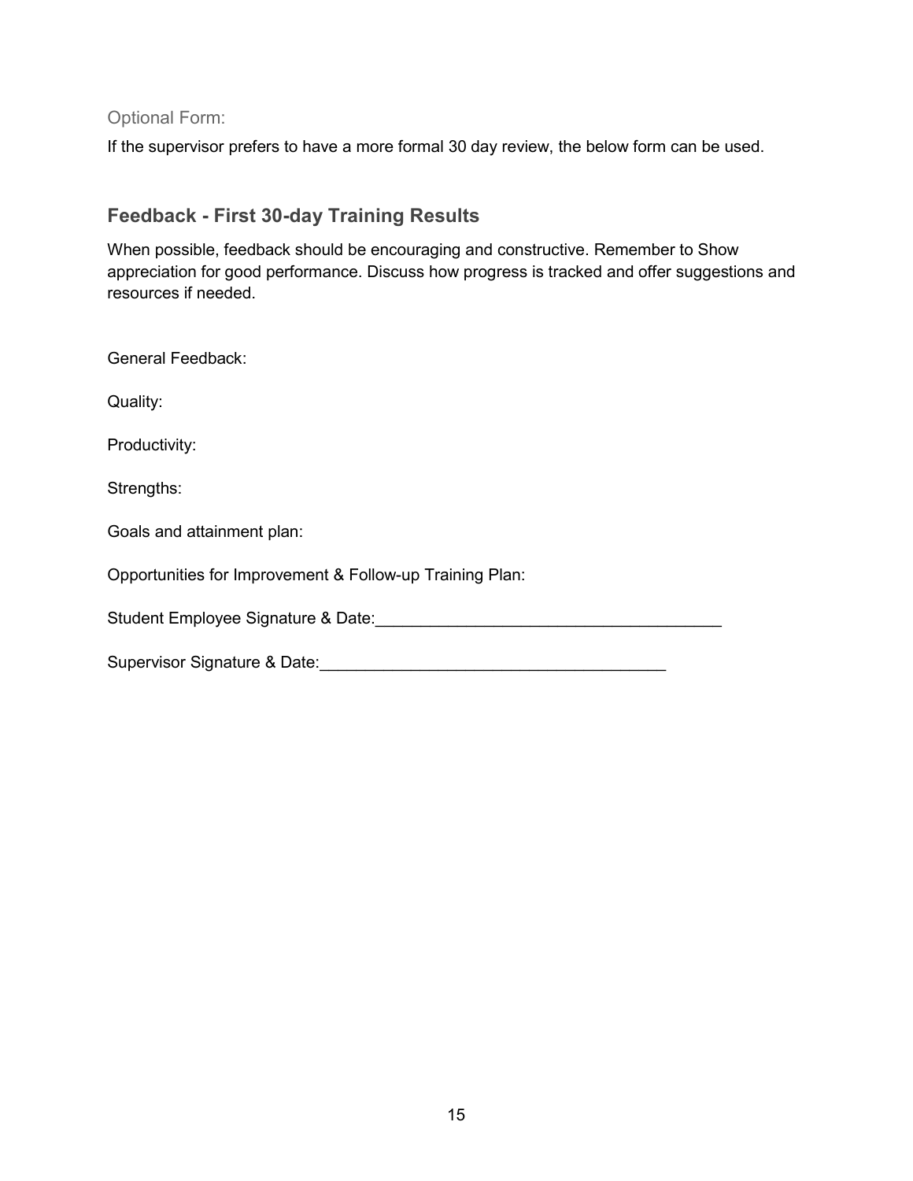### Optional Form:

If the supervisor prefers to have a more formal 30 day review, the below form can be used.

## Feedback - First 30-day Training Results

When possible, feedback should be encouraging and constructive. Remember to Show appreciation for good performance. Discuss how progress is tracked and offer suggestions and resources if needed.

General Feedback:

Quality:

Productivity:

Strengths:

Goals and attainment plan:

Opportunities for Improvement & Follow-up Training Plan:

Student Employee Signature & Date:_____________________________________

Supervisor Signature & Date:_____________________________________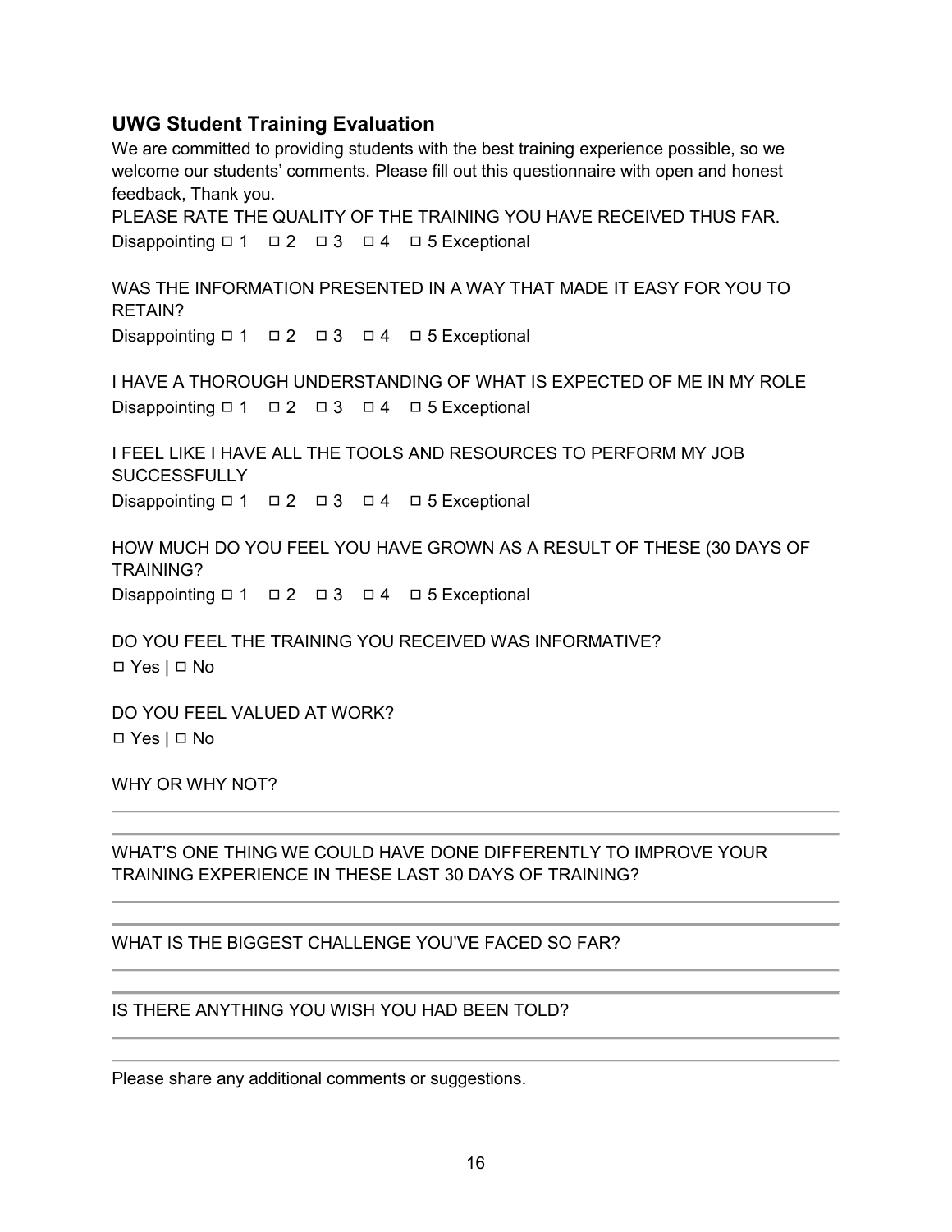## UWG Student Training Evaluation

We are committed to providing students with the best training experience possible, so we welcome our students' comments. Please fill out this questionnaire with open and honest feedback, Thank you.

PLEASE RATE THE QUALITY OF THE TRAINING YOU HAVE RECEIVED THUS FAR.

Disappointing ◻ 1 ◻ 2 ◻ 3 ◻ 4 ◻ 5 Exceptional

WAS THE INFORMATION PRESENTED IN A WAY THAT MADE IT EASY FOR YOU TO RETAIN?

Disappointing ◻ 1 ◻ 2 ◻ 3 ◻ 4 ◻ 5 Exceptional

I HAVE A THOROUGH UNDERSTANDING OF WHAT IS EXPECTED OF ME IN MY ROLE

Disappointing ◻ 1 ◻ 2 ◻ 3 ◻ 4 ◻ 5 Exceptional

I FEEL LIKE I HAVE ALL THE TOOLS AND RESOURCES TO PERFORM MY JOB SUCCESSFULLY

Disappointing ◻ 1 ◻ 2 ◻ 3 ◻ 4 ◻ 5 Exceptional

HOW MUCH DO YOU FEEL YOU HAVE GROWN AS A RESULT OF THESE (30 DAYS OF TRAINING?

Disappointing ◻ 1 ◻ 2 ◻ 3 ◻ 4 ◻ 5 Exceptional

DO YOU FEEL THE TRAINING YOU RECEIVED WAS INFORMATIVE?

◻ Yes | ◻ No

DO YOU FEEL VALUED AT WORK?

◻ Yes | ◻ No

WHY OR WHY NOT?

___

___

WHAT'S ONE THING WE COULD HAVE DONE DIFFERENTLY TO IMPROVE YOUR TRAINING EXPERIENCE IN THESE LAST 30 DAYS OF TRAINING?

___

___

WHAT IS THE BIGGEST CHALLENGE YOU'VE FACED SO FAR?

___

___

IS THERE ANYTHING YOU WISH YOU HAD BEEN TOLD?

___

___

Please share any additional comments or suggestions.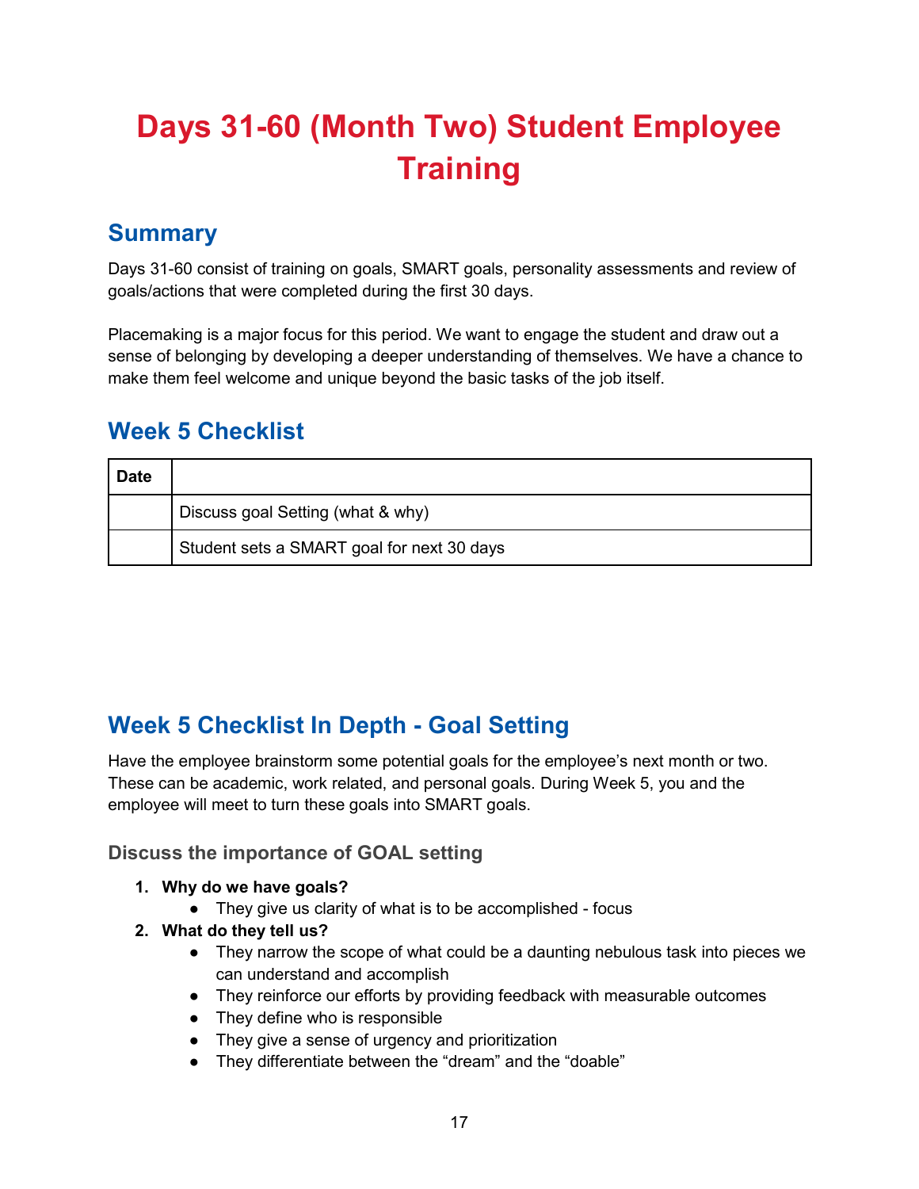# Days 31-60 (Month Two) Student Employee Training

## Summary

Days 31-60 consist of training on goals, SMART goals, personality assessments and review of goals/actions that were completed during the first 30 days.

Placemaking is a major focus for this period. We want to engage the student and draw out a sense of belonging by developing a deeper understanding of themselves. We have a chance to make them feel welcome and unique beyond the basic tasks of the job itself.

## Week 5 Checklist

| Date | |
|---|---|
| | Discuss goal Setting (what & why) |
| | Student sets a SMART goal for next 30 days |

## Week 5 Checklist In Depth - Goal Setting

Have the employee brainstorm some potential goals for the employee's next month or two. These can be academic, work related, and personal goals. During Week 5, you and the employee will meet to turn these goals into SMART goals.

### Discuss the importance of GOAL setting

1. **Why do we have goals?**
   - They give us clarity of what is to be accomplished - focus
2. **What do they tell us?**
   - They narrow the scope of what could be a daunting nebulous task into pieces we can understand and accomplish
   - They reinforce our efforts by providing feedback with measurable outcomes
   - They define who is responsible
   - They give a sense of urgency and prioritization
   - They differentiate between the "dream" and the "doable"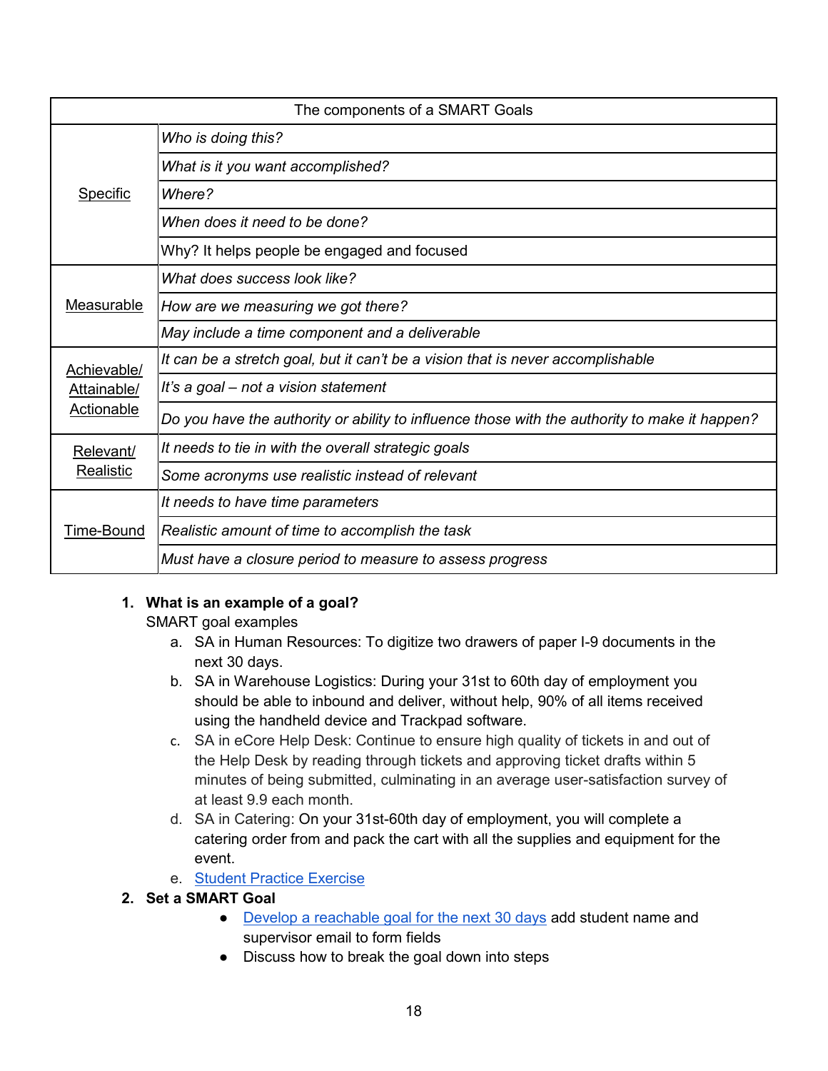| The components of a SMART Goals | |
|---|---|
| Specific | *Who is doing this?* |
| | *What is it you want accomplished?* |
| | *Where?* |
| | *When does it need to be done?* |
| | Why? It helps people be engaged and focused |
| Measurable | *What does success look like?* |
| | *How are we measuring we got there?* |
| | *May include a time component and a deliverable* |
| Achievable/ Attainable/ Actionable | *It can be a stretch goal, but it can't be a vision that is never accomplishable* |
| | *It's a goal – not a vision statement* |
| | *Do you have the authority or ability to influence those with the authority to make it happen?* |
| Relevant/ Realistic | *It needs to tie in with the overall strategic goals* |
| | *Some acronyms use realistic instead of relevant* |
| Time-Bound | *It needs to have time parameters* |
| | *Realistic amount of time to accomplish the task* |
| | *Must have a closure period to measure to assess progress* |

1. **What is an example of a goal?**
   SMART goal examples
   a. SA in Human Resources: To digitize two drawers of paper I-9 documents in the next 30 days.
   b. SA in Warehouse Logistics: During your 31st to 60th day of employment you should be able to inbound and deliver, without help, 90% of all items received using the handheld device and Trackpad software.
   c. SA in eCore Help Desk: Continue to ensure high quality of tickets in and out of the Help Desk by reading through tickets and approving ticket drafts within 5 minutes of being submitted, culminating in an average user-satisfaction survey of at least 9.9 each month.
   d. SA in Catering: On your 31st-60th day of employment, you will complete a catering order from and pack the cart with all the supplies and equipment for the event.
   e. Student Practice Exercise
2. **Set a SMART Goal**
   - Develop a reachable goal for the next 30 days add student name and supervisor email to form fields
   - Discuss how to break the goal down into steps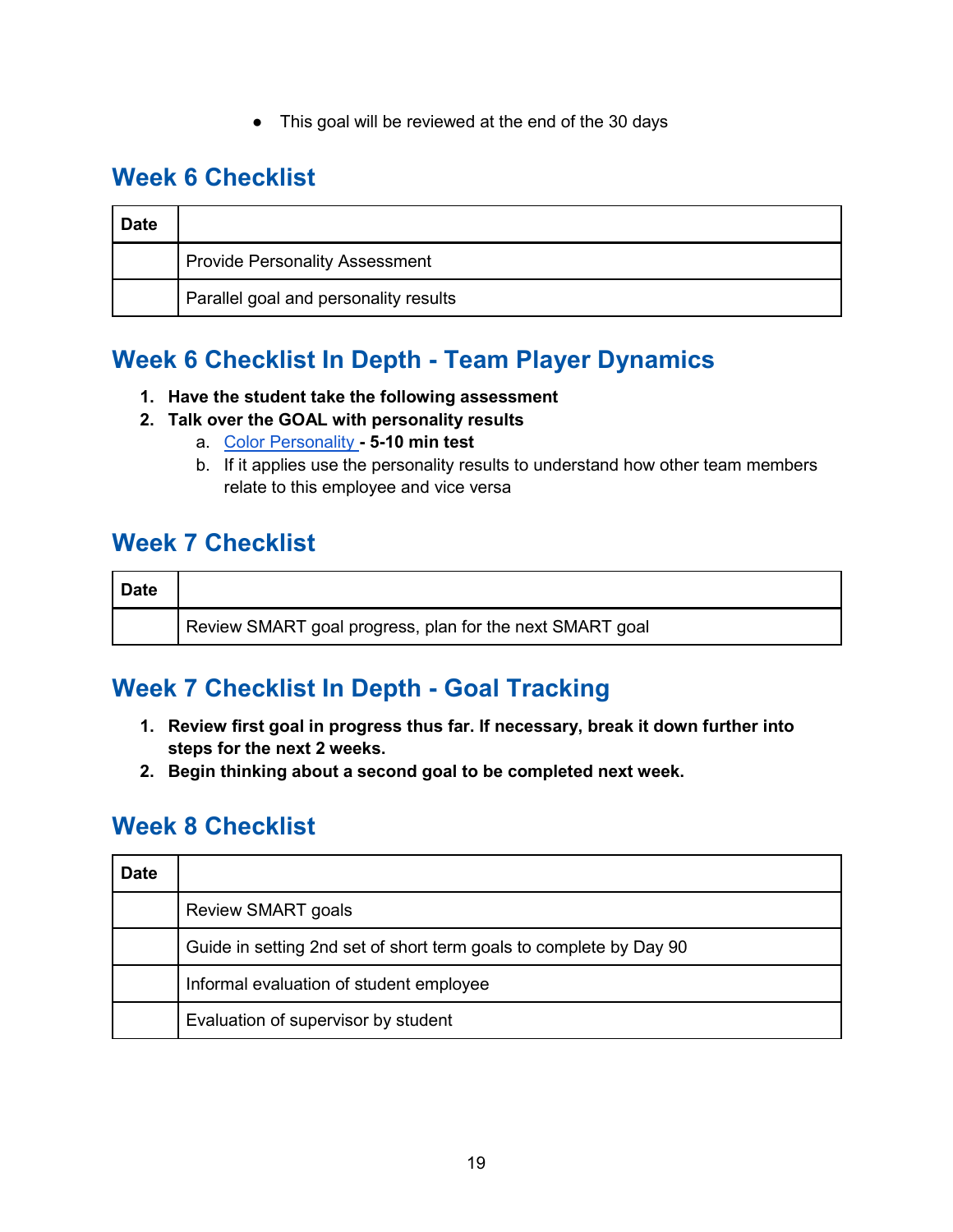- This goal will be reviewed at the end of the 30 days

## Week 6 Checklist

| Date | |
|---|---|
| | Provide Personality Assessment |
| | Parallel goal and personality results |

## Week 6 Checklist In Depth - Team Player Dynamics

1. **Have the student take the following assessment**
2. **Talk over the GOAL with personality results**
   a. Color Personality **- 5-10 min test**
   b. If it applies use the personality results to understand how other team members relate to this employee and vice versa

## Week 7 Checklist

| Date | |
|---|---|
| | Review SMART goal progress, plan for the next SMART goal |

## Week 7 Checklist In Depth - Goal Tracking

1. **Review first goal in progress thus far. If necessary, break it down further into steps for the next 2 weeks.**
2. **Begin thinking about a second goal to be completed next week.**

## Week 8 Checklist

| Date | |
|---|---|
| | Review SMART goals |
| | Guide in setting 2nd set of short term goals to complete by Day 90 |
| | Informal evaluation of student employee |
| | Evaluation of supervisor by student |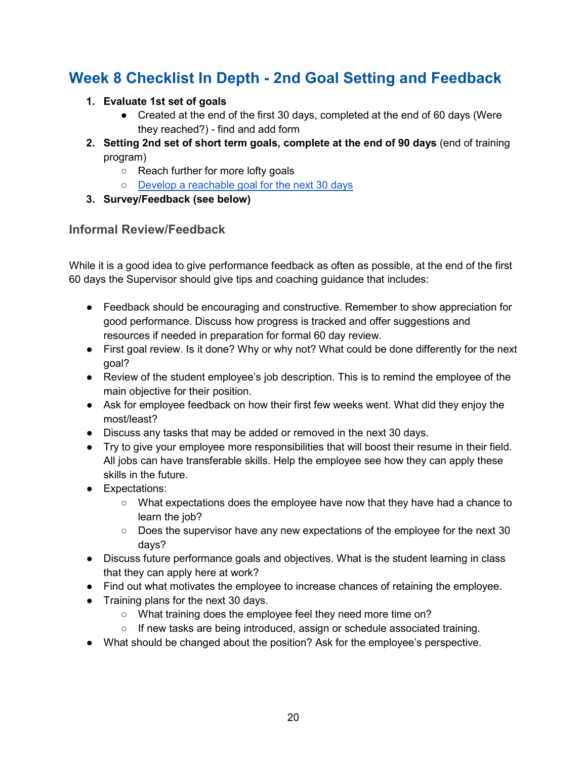## Week 8 Checklist In Depth - 2nd Goal Setting and Feedback

1. **Evaluate 1st set of goals**
   - Created at the end of the first 30 days, completed at the end of 60 days (Were they reached?) - find and add form
2. **Setting 2nd set of short term goals, complete at the end of 90 days** (end of training program)
   - Reach further for more lofty goals
   - Develop a reachable goal for the next 30 days
3. **Survey/Feedback (see below)**

### Informal Review/Feedback

While it is a good idea to give performance feedback as often as possible, at the end of the first 60 days the Supervisor should give tips and coaching guidance that includes:

- Feedback should be encouraging and constructive. Remember to show appreciation for good performance. Discuss how progress is tracked and offer suggestions and resources if needed in preparation for formal 60 day review.
- First goal review. Is it done? Why or why not? What could be done differently for the next goal?
- Review of the student employee's job description. This is to remind the employee of the main objective for their position.
- Ask for employee feedback on how their first few weeks went. What did they enjoy the most/least?
- Discuss any tasks that may be added or removed in the next 30 days.
- Try to give your employee more responsibilities that will boost their resume in their field. All jobs can have transferable skills. Help the employee see how they can apply these skills in the future.
- Expectations:
  - What expectations does the employee have now that they have had a chance to learn the job?
  - Does the supervisor have any new expectations of the employee for the next 30 days?
- Discuss future performance goals and objectives. What is the student learning in class that they can apply here at work?
- Find out what motivates the employee to increase chances of retaining the employee.
- Training plans for the next 30 days.
  - What training does the employee feel they need more time on?
  - If new tasks are being introduced, assign or schedule associated training.
- What should be changed about the position? Ask for the employee's perspective.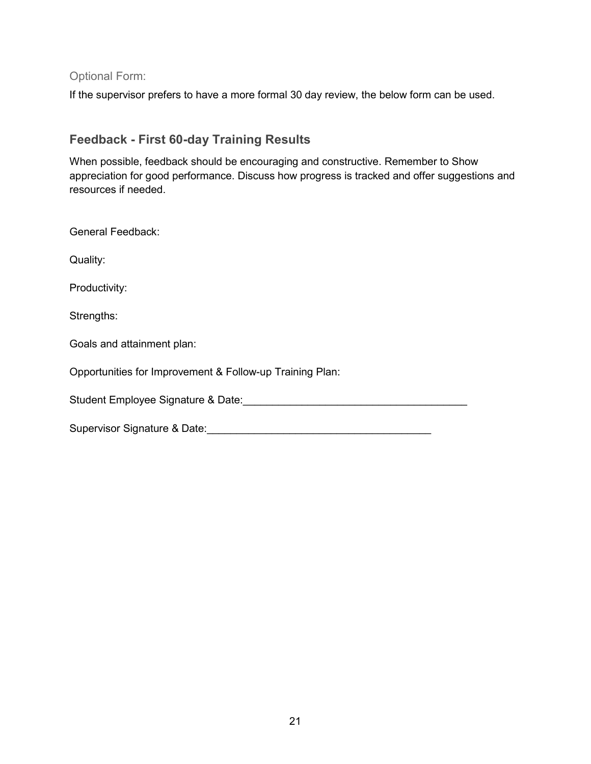### Optional Form:

If the supervisor prefers to have a more formal 30 day review, the below form can be used.

## Feedback - First 60-day Training Results

When possible, feedback should be encouraging and constructive. Remember to Show appreciation for good performance. Discuss how progress is tracked and offer suggestions and resources if needed.

General Feedback:

Quality:

Productivity:

Strengths:

Goals and attainment plan:

Opportunities for Improvement & Follow-up Training Plan:

Student Employee Signature & Date:______________________________________

Supervisor Signature & Date:______________________________________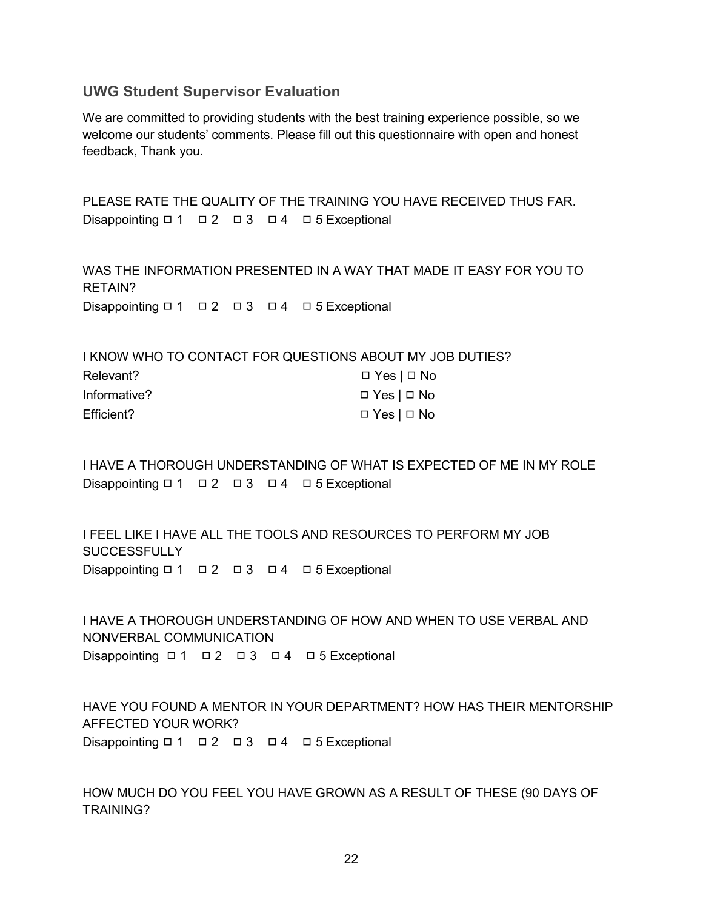## UWG Student Supervisor Evaluation

We are committed to providing students with the best training experience possible, so we welcome our students' comments. Please fill out this questionnaire with open and honest feedback, Thank you.

PLEASE RATE THE QUALITY OF THE TRAINING YOU HAVE RECEIVED THUS FAR.

Disappointing ◻ 1 ◻ 2 ◻ 3 ◻ 4 ◻ 5 Exceptional

WAS THE INFORMATION PRESENTED IN A WAY THAT MADE IT EASY FOR YOU TO RETAIN?

Disappointing ◻ 1 ◻ 2 ◻ 3 ◻ 4 ◻ 5 Exceptional

I KNOW WHO TO CONTACT FOR QUESTIONS ABOUT MY JOB DUTIES?

Relevant? ◻ Yes | ◻ No

Informative? ◻ Yes | ◻ No

Efficient? ◻ Yes | ◻ No

I HAVE A THOROUGH UNDERSTANDING OF WHAT IS EXPECTED OF ME IN MY ROLE

Disappointing ◻ 1 ◻ 2 ◻ 3 ◻ 4 ◻ 5 Exceptional

I FEEL LIKE I HAVE ALL THE TOOLS AND RESOURCES TO PERFORM MY JOB SUCCESSFULLY

Disappointing ◻ 1 ◻ 2 ◻ 3 ◻ 4 ◻ 5 Exceptional

I HAVE A THOROUGH UNDERSTANDING OF HOW AND WHEN TO USE VERBAL AND NONVERBAL COMMUNICATION

Disappointing ◻ 1 ◻ 2 ◻ 3 ◻ 4 ◻ 5 Exceptional

HAVE YOU FOUND A MENTOR IN YOUR DEPARTMENT? HOW HAS THEIR MENTORSHIP AFFECTED YOUR WORK?

Disappointing ◻ 1 ◻ 2 ◻ 3 ◻ 4 ◻ 5 Exceptional

HOW MUCH DO YOU FEEL YOU HAVE GROWN AS A RESULT OF THESE (90 DAYS OF TRAINING?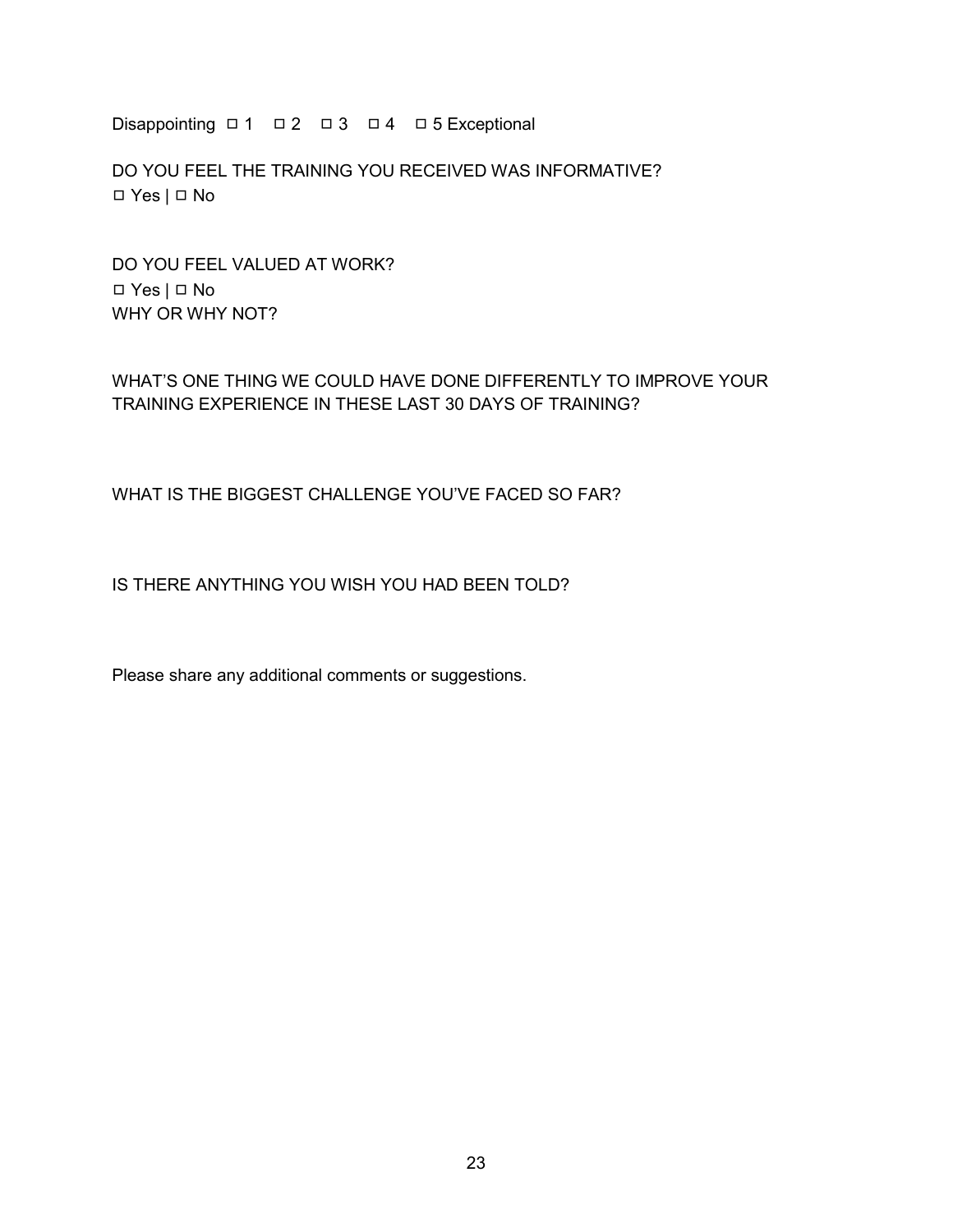Disappointing ☐ 1 ☐ 2 ☐ 3 ☐ 4 ☐ 5 Exceptional

DO YOU FEEL THE TRAINING YOU RECEIVED WAS INFORMATIVE?
☐ Yes | ☐ No

DO YOU FEEL VALUED AT WORK?
☐ Yes | ☐ No
WHY OR WHY NOT?

WHAT'S ONE THING WE COULD HAVE DONE DIFFERENTLY TO IMPROVE YOUR TRAINING EXPERIENCE IN THESE LAST 30 DAYS OF TRAINING?

WHAT IS THE BIGGEST CHALLENGE YOU'VE FACED SO FAR?

IS THERE ANYTHING YOU WISH YOU HAD BEEN TOLD?

Please share any additional comments or suggestions.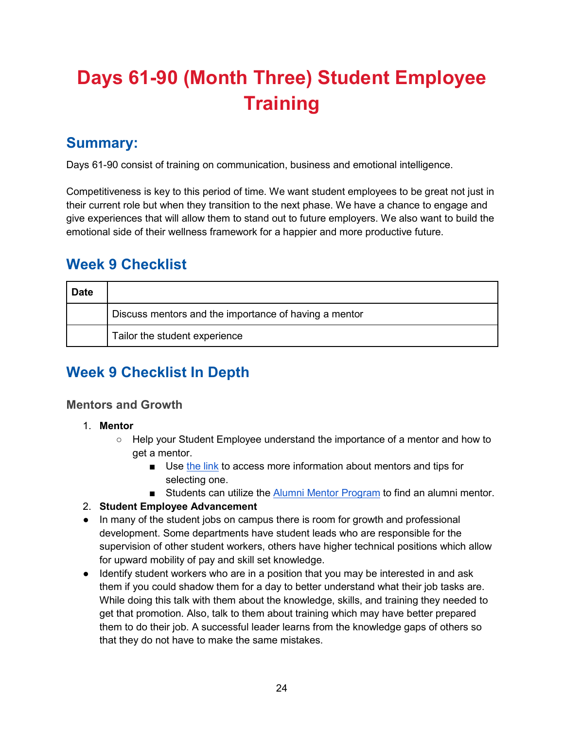# Days 61-90 (Month Three) Student Employee Training

## Summary:

Days 61-90 consist of training on communication, business and emotional intelligence.

Competitiveness is key to this period of time. We want student employees to be great not just in their current role but when they transition to the next phase. We have a chance to engage and give experiences that will allow them to stand out to future employers. We also want to build the emotional side of their wellness framework for a happier and more productive future.

## Week 9 Checklist

| Date | |
|---|---|
| | Discuss mentors and the importance of having a mentor |
| | Tailor the student experience |

## Week 9 Checklist In Depth

### Mentors and Growth

1. **Mentor**
   - Help your Student Employee understand the importance of a mentor and how to get a mentor.
     - Use the link to access more information about mentors and tips for selecting one.
     - Students can utilize the Alumni Mentor Program to find an alumni mentor.
2. **Student Employee Advancement**

- In many of the student jobs on campus there is room for growth and professional development. Some departments have student leads who are responsible for the supervision of other student workers, others have higher technical positions which allow for upward mobility of pay and skill set knowledge.
- Identify student workers who are in a position that you may be interested in and ask them if you could shadow them for a day to better understand what their job tasks are. While doing this talk with them about the knowledge, skills, and training they needed to get that promotion. Also, talk to them about training which may have better prepared them to do their job. A successful leader learns from the knowledge gaps of others so that they do not have to make the same mistakes.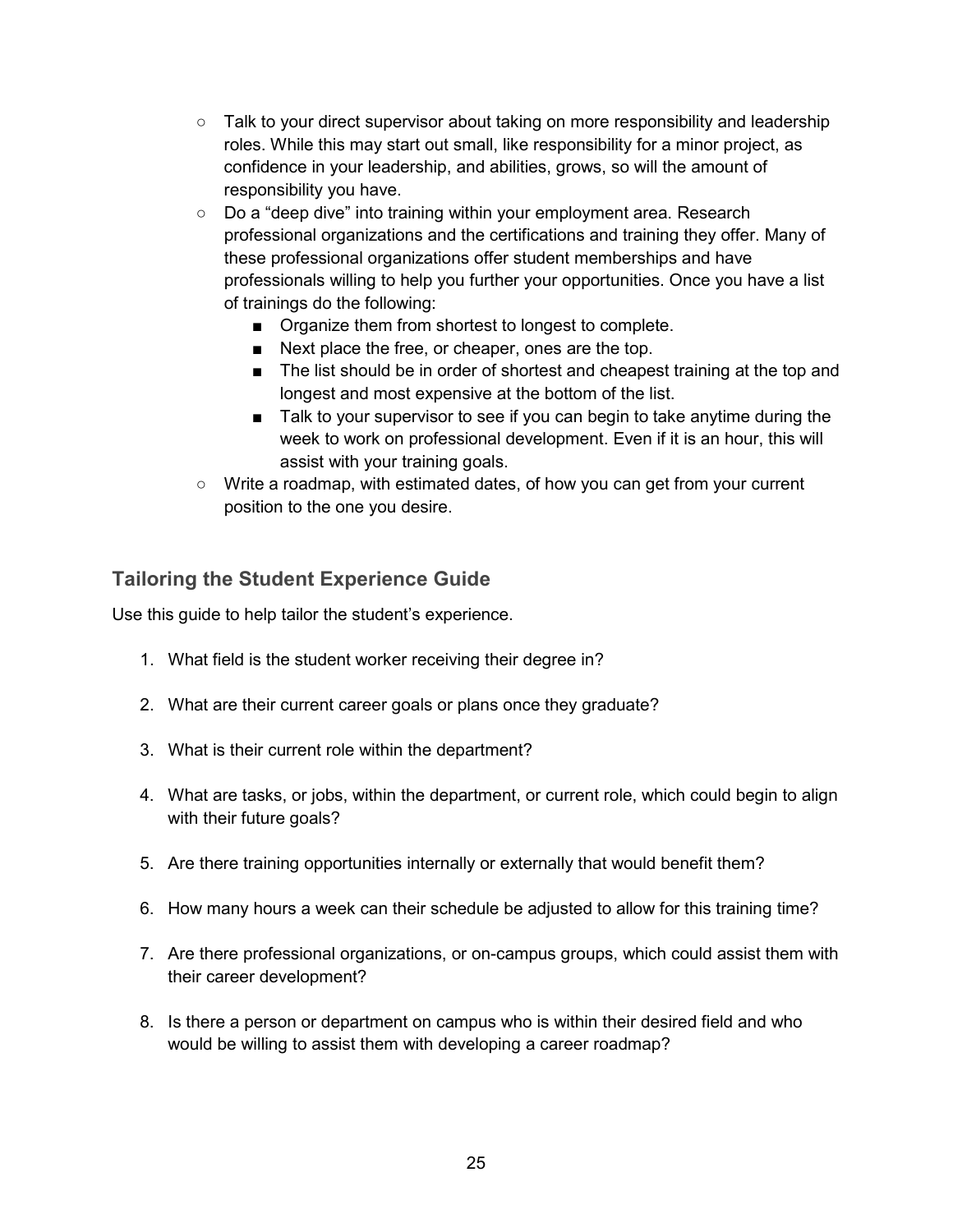- Talk to your direct supervisor about taking on more responsibility and leadership roles. While this may start out small, like responsibility for a minor project, as confidence in your leadership, and abilities, grows, so will the amount of responsibility you have.
- Do a "deep dive" into training within your employment area. Research professional organizations and the certifications and training they offer. Many of these professional organizations offer student memberships and have professionals willing to help you further your opportunities. Once you have a list of trainings do the following:
  - Organize them from shortest to longest to complete.
  - Next place the free, or cheaper, ones are the top.
  - The list should be in order of shortest and cheapest training at the top and longest and most expensive at the bottom of the list.
  - Talk to your supervisor to see if you can begin to take anytime during the week to work on professional development. Even if it is an hour, this will assist with your training goals.
- Write a roadmap, with estimated dates, of how you can get from your current position to the one you desire.

## Tailoring the Student Experience Guide

Use this guide to help tailor the student's experience.

1. What field is the student worker receiving their degree in?
2. What are their current career goals or plans once they graduate?
3. What is their current role within the department?
4. What are tasks, or jobs, within the department, or current role, which could begin to align with their future goals?
5. Are there training opportunities internally or externally that would benefit them?
6. How many hours a week can their schedule be adjusted to allow for this training time?
7. Are there professional organizations, or on-campus groups, which could assist them with their career development?
8. Is there a person or department on campus who is within their desired field and who would be willing to assist them with developing a career roadmap?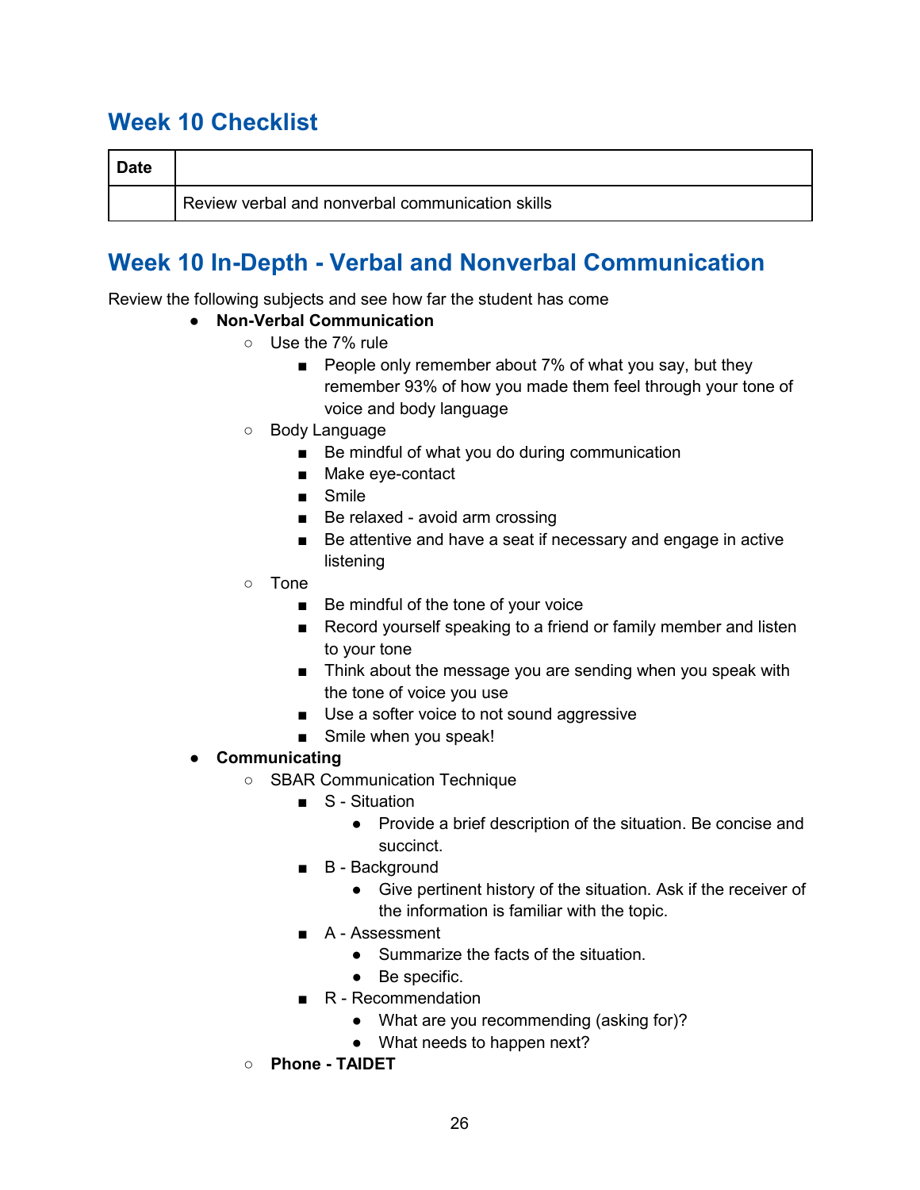## Week 10 Checklist

| Date | |
|---|---|
| | Review verbal and nonverbal communication skills |

## Week 10 In-Depth - Verbal and Nonverbal Communication

Review the following subjects and see how far the student has come

- **Non-Verbal Communication**
  - Use the 7% rule
    - People only remember about 7% of what you say, but they remember 93% of how you made them feel through your tone of voice and body language
  - Body Language
    - Be mindful of what you do during communication
    - Make eye-contact
    - Smile
    - Be relaxed - avoid arm crossing
    - Be attentive and have a seat if necessary and engage in active listening
  - Tone
    - Be mindful of the tone of your voice
    - Record yourself speaking to a friend or family member and listen to your tone
    - Think about the message you are sending when you speak with the tone of voice you use
    - Use a softer voice to not sound aggressive
    - Smile when you speak!
- **Communicating**
  - SBAR Communication Technique
    - S - Situation
      - Provide a brief description of the situation. Be concise and succinct.
    - B - Background
      - Give pertinent history of the situation. Ask if the receiver of the information is familiar with the topic.
    - A - Assessment
      - Summarize the facts of the situation.
      - Be specific.
    - R - Recommendation
      - What are you recommending (asking for)?
      - What needs to happen next?
  - **Phone - TAIDET**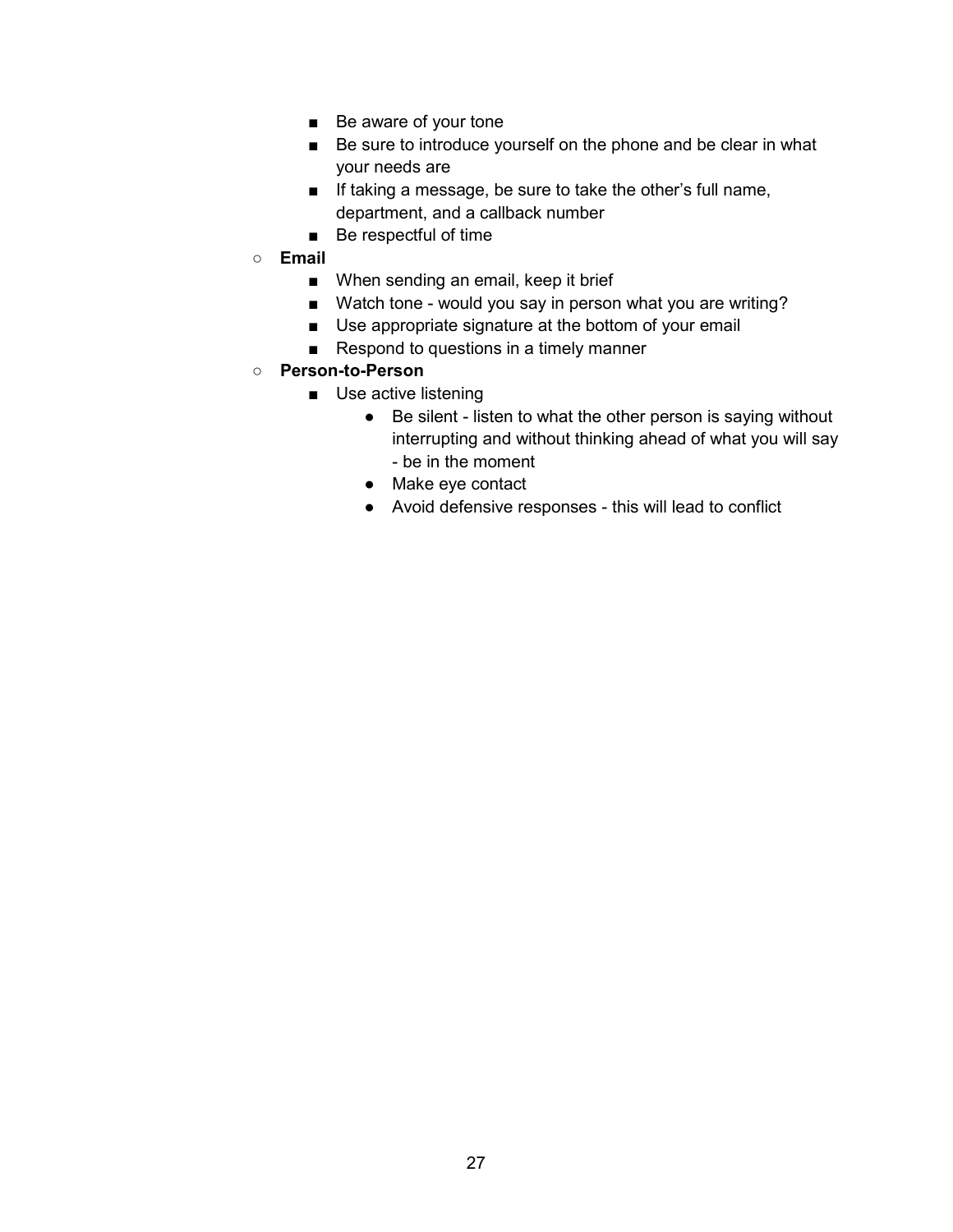- Be aware of your tone
    - Be sure to introduce yourself on the phone and be clear in what your needs are
    - If taking a message, be sure to take the other's full name, department, and a callback number
    - Be respectful of time
  - **Email**
    - When sending an email, keep it brief
    - Watch tone - would you say in person what you are writing?
    - Use appropriate signature at the bottom of your email
    - Respond to questions in a timely manner
  - **Person-to-Person**
    - Use active listening
      - Be silent - listen to what the other person is saying without interrupting and without thinking ahead of what you will say - be in the moment
      - Make eye contact
      - Avoid defensive responses - this will lead to conflict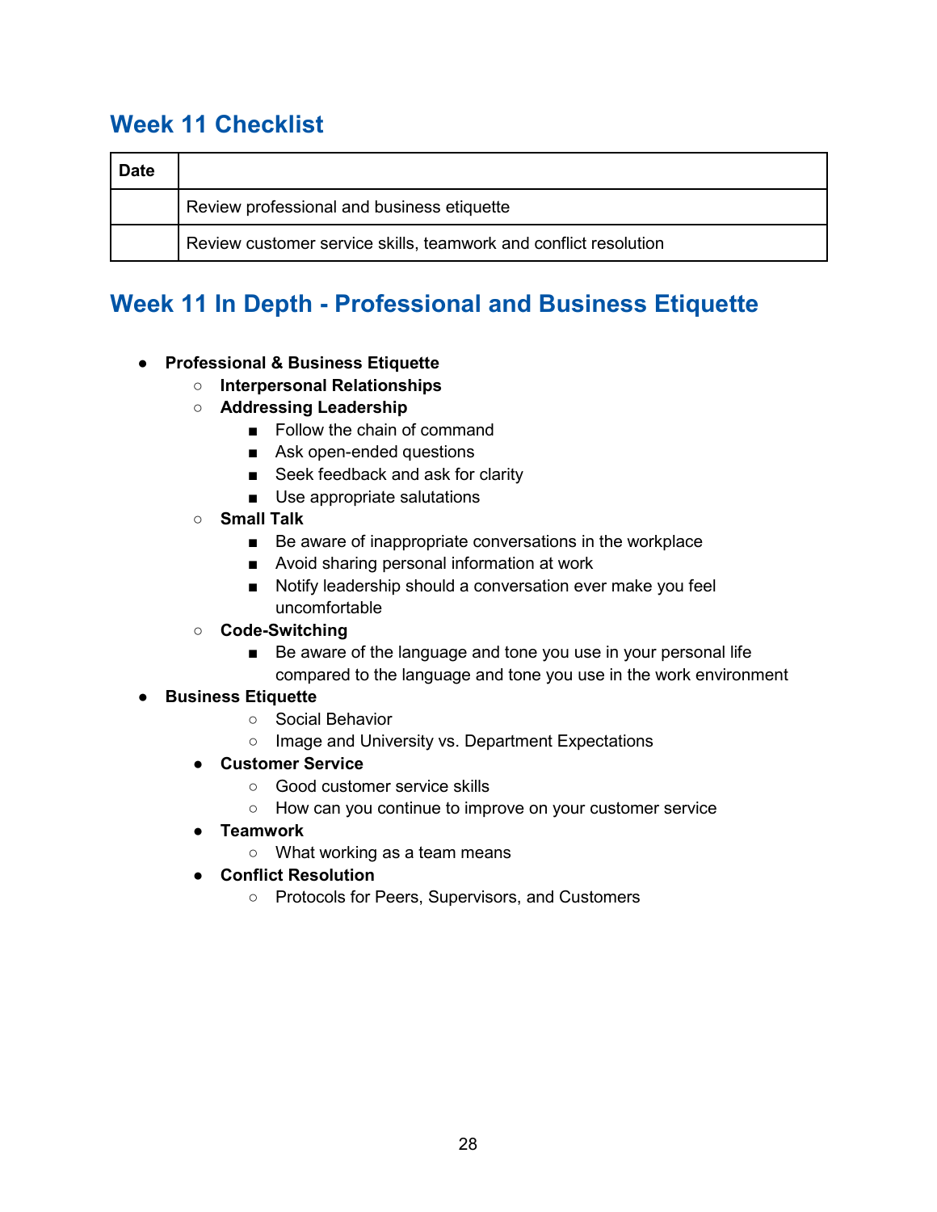## Week 11 Checklist

| Date | |
|---|---|
| | Review professional and business etiquette |
| | Review customer service skills, teamwork and conflict resolution |

## Week 11 In Depth - Professional and Business Etiquette

- **Professional & Business Etiquette**
  - **Interpersonal Relationships**
  - **Addressing Leadership**
    - Follow the chain of command
    - Ask open-ended questions
    - Seek feedback and ask for clarity
    - Use appropriate salutations
  - **Small Talk**
    - Be aware of inappropriate conversations in the workplace
    - Avoid sharing personal information at work
    - Notify leadership should a conversation ever make you feel uncomfortable
  - **Code-Switching**
    - Be aware of the language and tone you use in your personal life compared to the language and tone you use in the work environment
- **Business Etiquette**
    - Social Behavior
    - Image and University vs. Department Expectations
  - **Customer Service**
    - Good customer service skills
    - How can you continue to improve on your customer service
  - **Teamwork**
    - What working as a team means
  - **Conflict Resolution**
    - Protocols for Peers, Supervisors, and Customers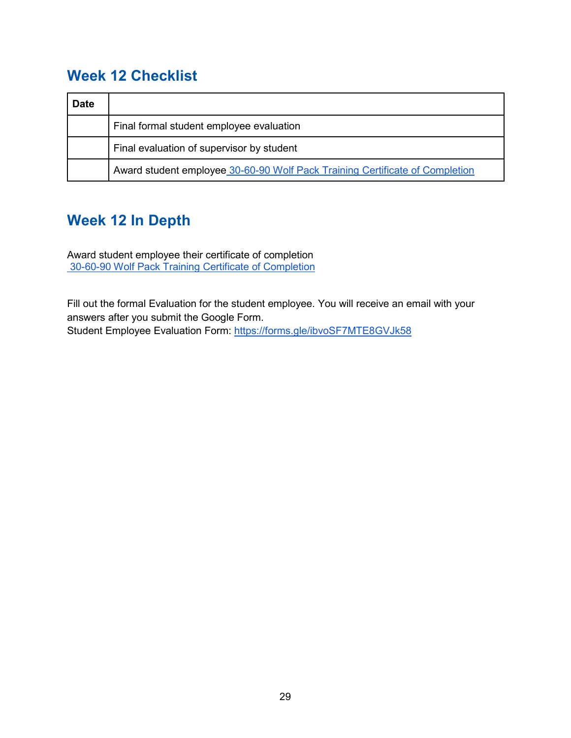## Week 12 Checklist

| Date | |
|---|---|
| | Final formal student employee evaluation |
| | Final evaluation of supervisor by student |
| | Award student employee 30-60-90 Wolf Pack Training Certificate of Completion |

## Week 12 In Depth

Award student employee their certificate of completion
30-60-90 Wolf Pack Training Certificate of Completion

Fill out the formal Evaluation for the student employee. You will receive an email with your answers after you submit the Google Form.
Student Employee Evaluation Form: https://forms.gle/ibvoSF7MTE8GVJk58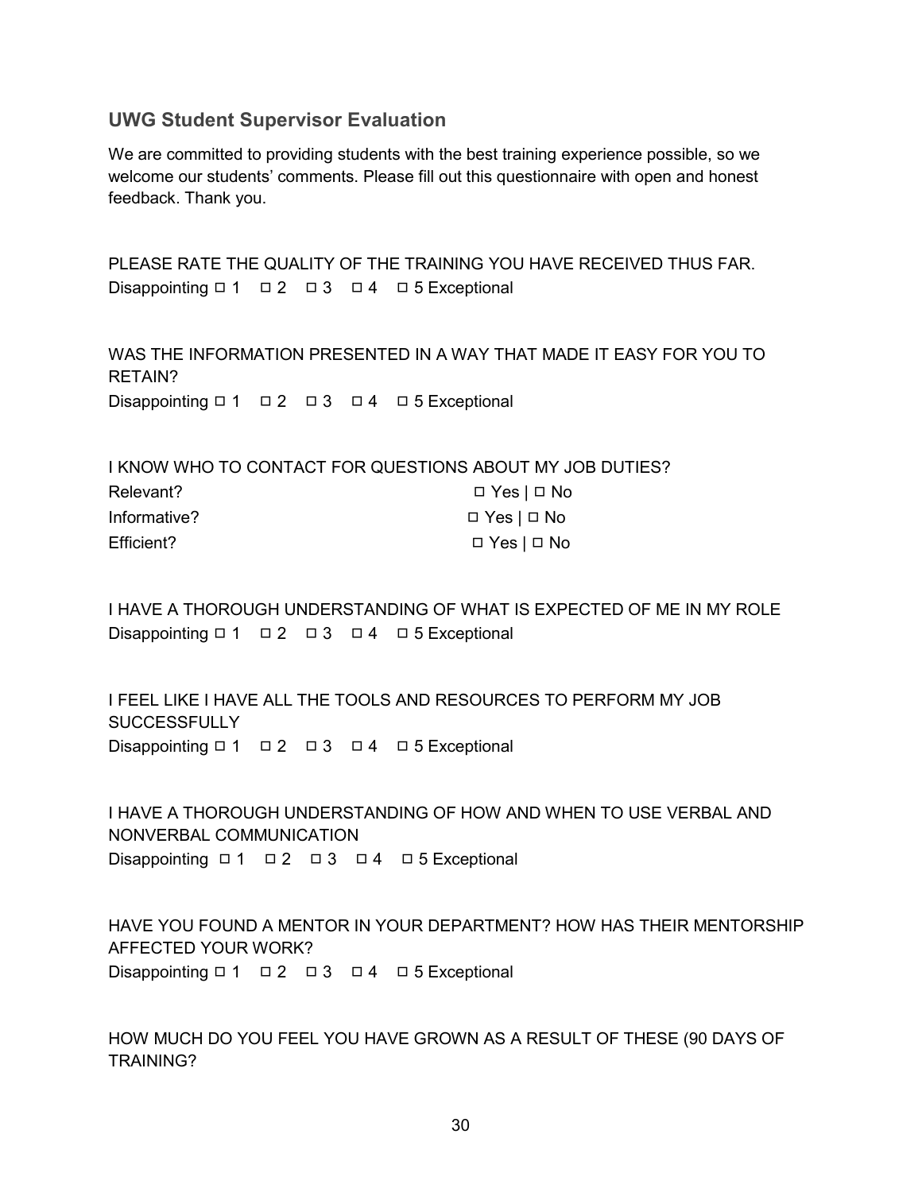## UWG Student Supervisor Evaluation

We are committed to providing students with the best training experience possible, so we welcome our students' comments. Please fill out this questionnaire with open and honest feedback. Thank you.

PLEASE RATE THE QUALITY OF THE TRAINING YOU HAVE RECEIVED THUS FAR.

Disappointing ☐ 1 ☐ 2 ☐ 3 ☐ 4 ☐ 5 Exceptional

WAS THE INFORMATION PRESENTED IN A WAY THAT MADE IT EASY FOR YOU TO RETAIN?

Disappointing ☐ 1 ☐ 2 ☐ 3 ☐ 4 ☐ 5 Exceptional

I KNOW WHO TO CONTACT FOR QUESTIONS ABOUT MY JOB DUTIES?

Relevant? ☐ Yes | ☐ No

Informative? ☐ Yes | ☐ No

Efficient? ☐ Yes | ☐ No

I HAVE A THOROUGH UNDERSTANDING OF WHAT IS EXPECTED OF ME IN MY ROLE

Disappointing ☐ 1 ☐ 2 ☐ 3 ☐ 4 ☐ 5 Exceptional

I FEEL LIKE I HAVE ALL THE TOOLS AND RESOURCES TO PERFORM MY JOB SUCCESSFULLY

Disappointing ☐ 1 ☐ 2 ☐ 3 ☐ 4 ☐ 5 Exceptional

I HAVE A THOROUGH UNDERSTANDING OF HOW AND WHEN TO USE VERBAL AND NONVERBAL COMMUNICATION

Disappointing ☐ 1 ☐ 2 ☐ 3 ☐ 4 ☐ 5 Exceptional

HAVE YOU FOUND A MENTOR IN YOUR DEPARTMENT? HOW HAS THEIR MENTORSHIP AFFECTED YOUR WORK?

Disappointing ☐ 1 ☐ 2 ☐ 3 ☐ 4 ☐ 5 Exceptional

HOW MUCH DO YOU FEEL YOU HAVE GROWN AS A RESULT OF THESE (90 DAYS OF TRAINING?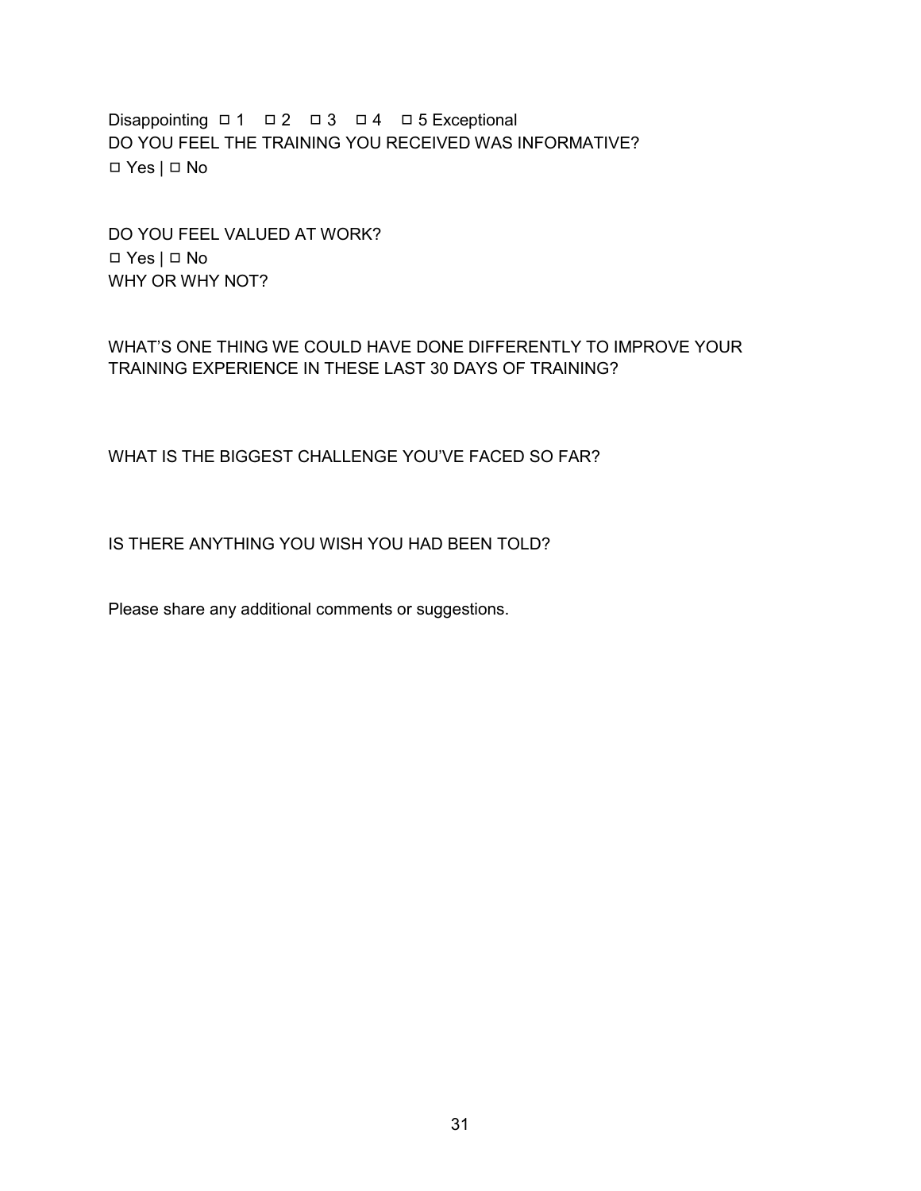Disappointing ☐ 1 ☐ 2 ☐ 3 ☐ 4 ☐ 5 Exceptional

DO YOU FEEL THE TRAINING YOU RECEIVED WAS INFORMATIVE?

☐ Yes | ☐ No

DO YOU FEEL VALUED AT WORK?

☐ Yes | ☐ No

WHY OR WHY NOT?

WHAT'S ONE THING WE COULD HAVE DONE DIFFERENTLY TO IMPROVE YOUR TRAINING EXPERIENCE IN THESE LAST 30 DAYS OF TRAINING?

WHAT IS THE BIGGEST CHALLENGE YOU'VE FACED SO FAR?

IS THERE ANYTHING YOU WISH YOU HAD BEEN TOLD?

Please share any additional comments or suggestions.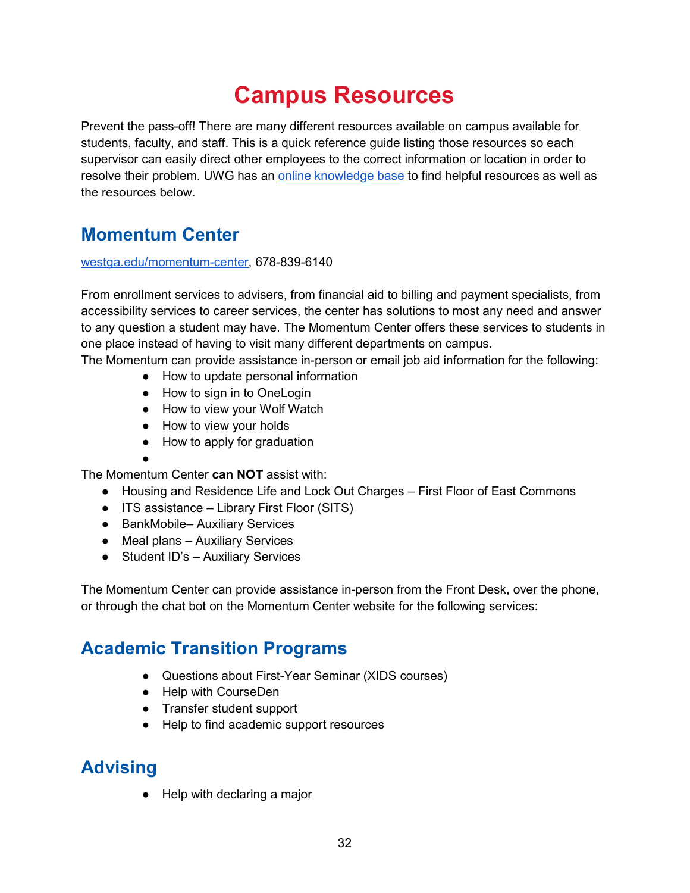# Campus Resources

Prevent the pass-off! There are many different resources available on campus available for students, faculty, and staff. This is a quick reference guide listing those resources so each supervisor can easily direct other employees to the correct information or location in order to resolve their problem. UWG has an [online knowledge base]() to find helpful resources as well as the resources below.

## Momentum Center

[westga.edu/momentum-center](), 678-839-6140

From enrollment services to advisers, from financial aid to billing and payment specialists, from accessibility services to career services, the center has solutions to most any need and answer to any question a student may have. The Momentum Center offers these services to students in one place instead of having to visit many different departments on campus.
The Momentum can provide assistance in-person or email job aid information for the following:

- How to update personal information
- How to sign in to OneLogin
- How to view your Wolf Watch
- How to view your holds
- How to apply for graduation

The Momentum Center **can NOT** assist with:

- Housing and Residence Life and Lock Out Charges – First Floor of East Commons
- ITS assistance – Library First Floor (SITS)
- BankMobile– Auxiliary Services
- Meal plans – Auxiliary Services
- Student ID's – Auxiliary Services

The Momentum Center can provide assistance in-person from the Front Desk, over the phone, or through the chat bot on the Momentum Center website for the following services:

## Academic Transition Programs

- Questions about First-Year Seminar (XIDS courses)
- Help with CourseDen
- Transfer student support
- Help to find academic support resources

## Advising

- Help with declaring a major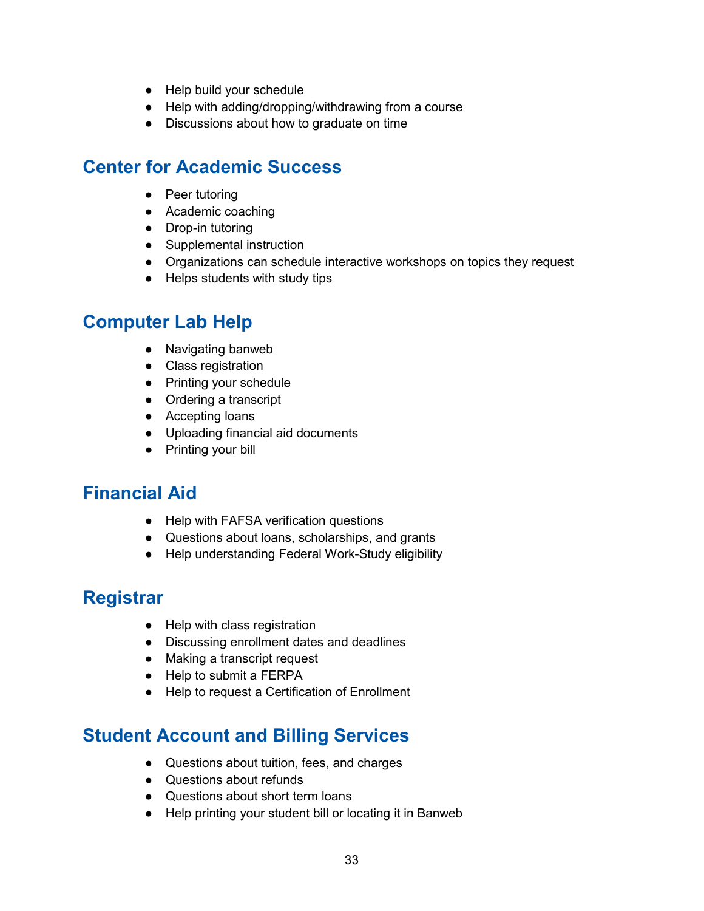- Help build your schedule
- Help with adding/dropping/withdrawing from a course
- Discussions about how to graduate on time

## Center for Academic Success

- Peer tutoring
- Academic coaching
- Drop-in tutoring
- Supplemental instruction
- Organizations can schedule interactive workshops on topics they request
- Helps students with study tips

## Computer Lab Help

- Navigating banweb
- Class registration
- Printing your schedule
- Ordering a transcript
- Accepting loans
- Uploading financial aid documents
- Printing your bill

## Financial Aid

- Help with FAFSA verification questions
- Questions about loans, scholarships, and grants
- Help understanding Federal Work-Study eligibility

## Registrar

- Help with class registration
- Discussing enrollment dates and deadlines
- Making a transcript request
- Help to submit a FERPA
- Help to request a Certification of Enrollment

## Student Account and Billing Services

- Questions about tuition, fees, and charges
- Questions about refunds
- Questions about short term loans
- Help printing your student bill or locating it in Banweb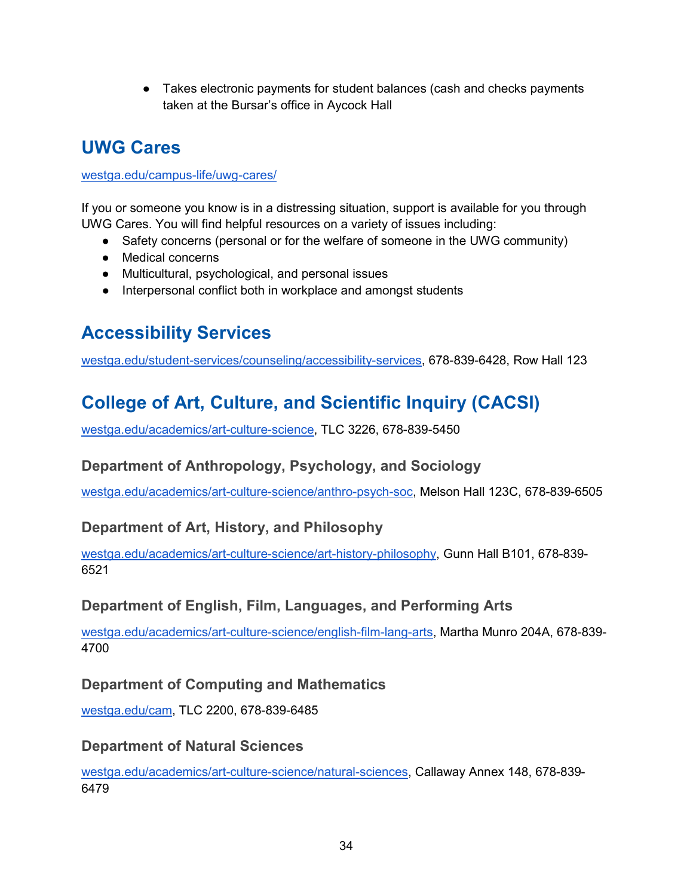- Takes electronic payments for student balances (cash and checks payments taken at the Bursar's office in Aycock Hall

## UWG Cares

westga.edu/campus-life/uwg-cares/

If you or someone you know is in a distressing situation, support is available for you through UWG Cares. You will find helpful resources on a variety of issues including:

- Safety concerns (personal or for the welfare of someone in the UWG community)
- Medical concerns
- Multicultural, psychological, and personal issues
- Interpersonal conflict both in workplace and amongst students

## Accessibility Services

westga.edu/student-services/counseling/accessibility-services, 678-839-6428, Row Hall 123

## College of Art, Culture, and Scientific Inquiry (CACSI)

westga.edu/academics/art-culture-science, TLC 3226, 678-839-5450

### Department of Anthropology, Psychology, and Sociology

westga.edu/academics/art-culture-science/anthro-psych-soc, Melson Hall 123C, 678-839-6505

### Department of Art, History, and Philosophy

westga.edu/academics/art-culture-science/art-history-philosophy, Gunn Hall B101, 678-839-6521

### Department of English, Film, Languages, and Performing Arts

westga.edu/academics/art-culture-science/english-film-lang-arts, Martha Munro 204A, 678-839-4700

### Department of Computing and Mathematics

westga.edu/cam, TLC 2200, 678-839-6485

### Department of Natural Sciences

westga.edu/academics/art-culture-science/natural-sciences, Callaway Annex 148, 678-839-6479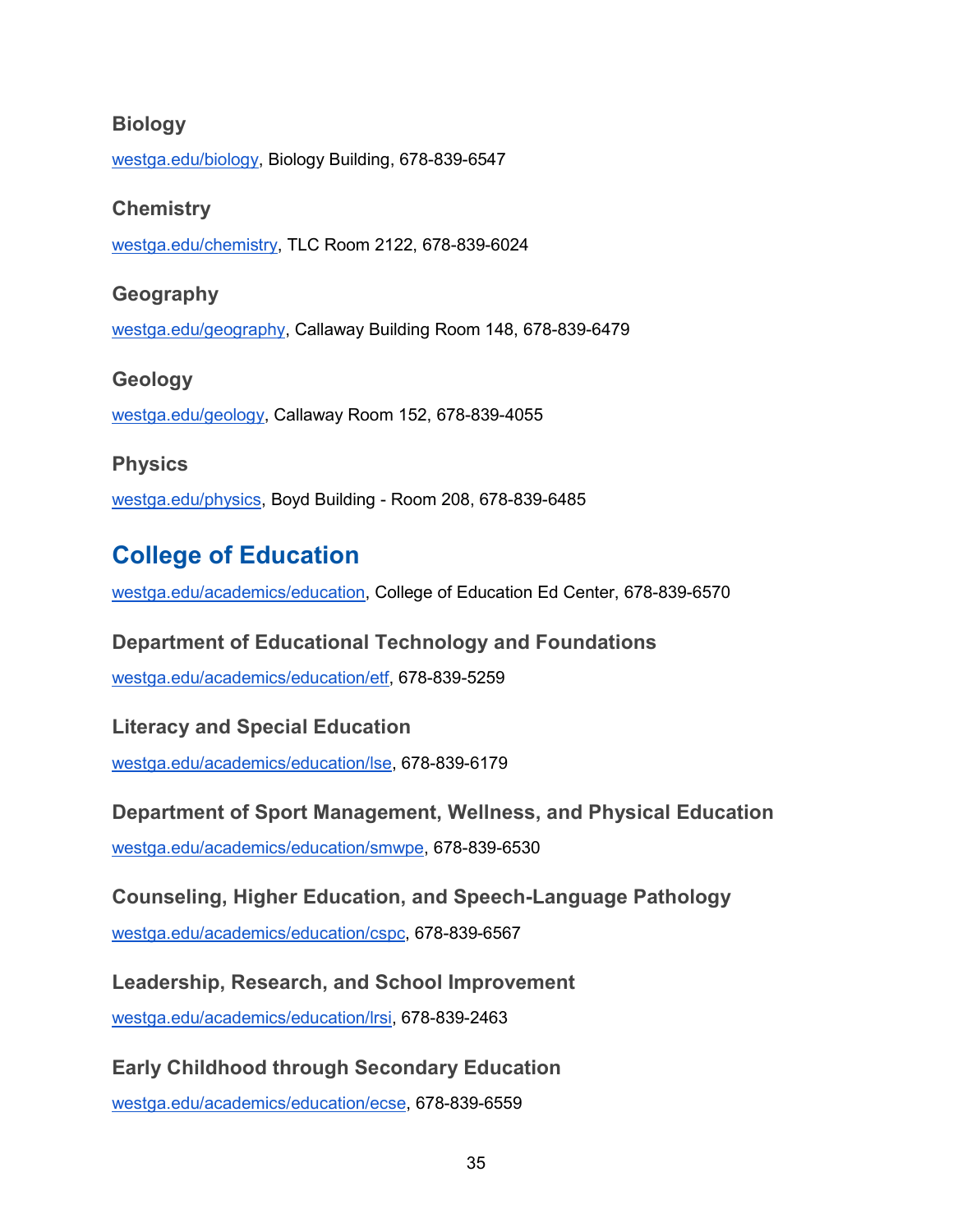### Biology

westga.edu/biology, Biology Building, 678-839-6547

### Chemistry

westga.edu/chemistry, TLC Room 2122, 678-839-6024

### Geography

westga.edu/geography, Callaway Building Room 148, 678-839-6479

### Geology

westga.edu/geology, Callaway Room 152, 678-839-4055

### Physics

westga.edu/physics, Boyd Building - Room 208, 678-839-6485

## College of Education

westga.edu/academics/education, College of Education Ed Center, 678-839-6570

### Department of Educational Technology and Foundations

westga.edu/academics/education/etf, 678-839-5259

### Literacy and Special Education

westga.edu/academics/education/lse, 678-839-6179

### Department of Sport Management, Wellness, and Physical Education

westga.edu/academics/education/smwpe, 678-839-6530

### Counseling, Higher Education, and Speech-Language Pathology

westga.edu/academics/education/cspc, 678-839-6567

### Leadership, Research, and School Improvement

westga.edu/academics/education/lrsi, 678-839-2463

### Early Childhood through Secondary Education

westga.edu/academics/education/ecse, 678-839-6559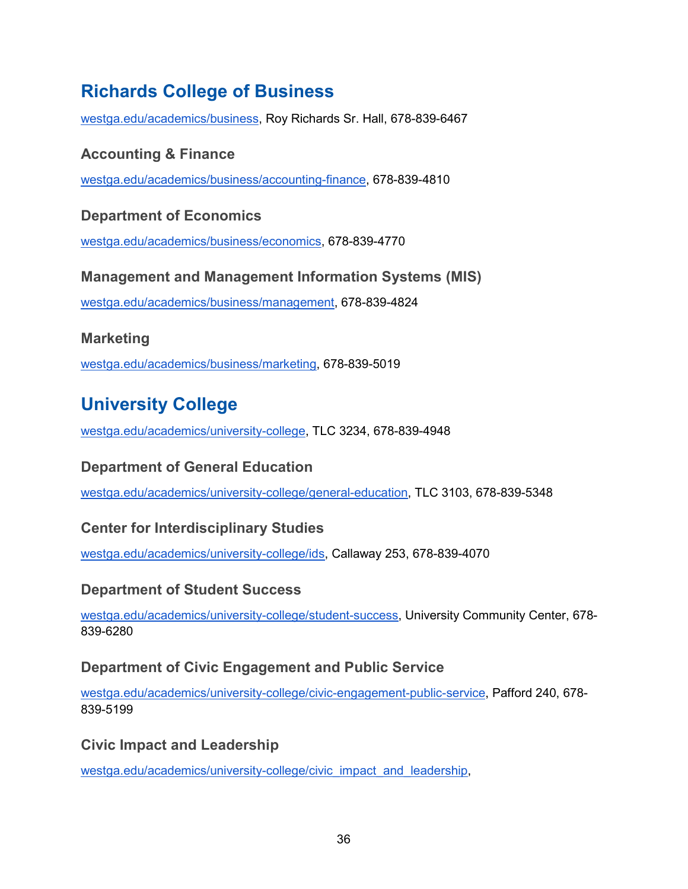## Richards College of Business

westga.edu/academics/business, Roy Richards Sr. Hall, 678-839-6467

### Accounting & Finance

westga.edu/academics/business/accounting-finance, 678-839-4810

### Department of Economics

westga.edu/academics/business/economics, 678-839-4770

### Management and Management Information Systems (MIS)

westga.edu/academics/business/management, 678-839-4824

### Marketing

westga.edu/academics/business/marketing, 678-839-5019

## University College

westga.edu/academics/university-college, TLC 3234, 678-839-4948

### Department of General Education

westga.edu/academics/university-college/general-education, TLC 3103, 678-839-5348

### Center for Interdisciplinary Studies

westga.edu/academics/university-college/ids, Callaway 253, 678-839-4070

### Department of Student Success

westga.edu/academics/university-college/student-success, University Community Center, 678-839-6280

### Department of Civic Engagement and Public Service

westga.edu/academics/university-college/civic-engagement-public-service, Pafford 240, 678-839-5199

### Civic Impact and Leadership

westga.edu/academics/university-college/civic_impact_and_leadership,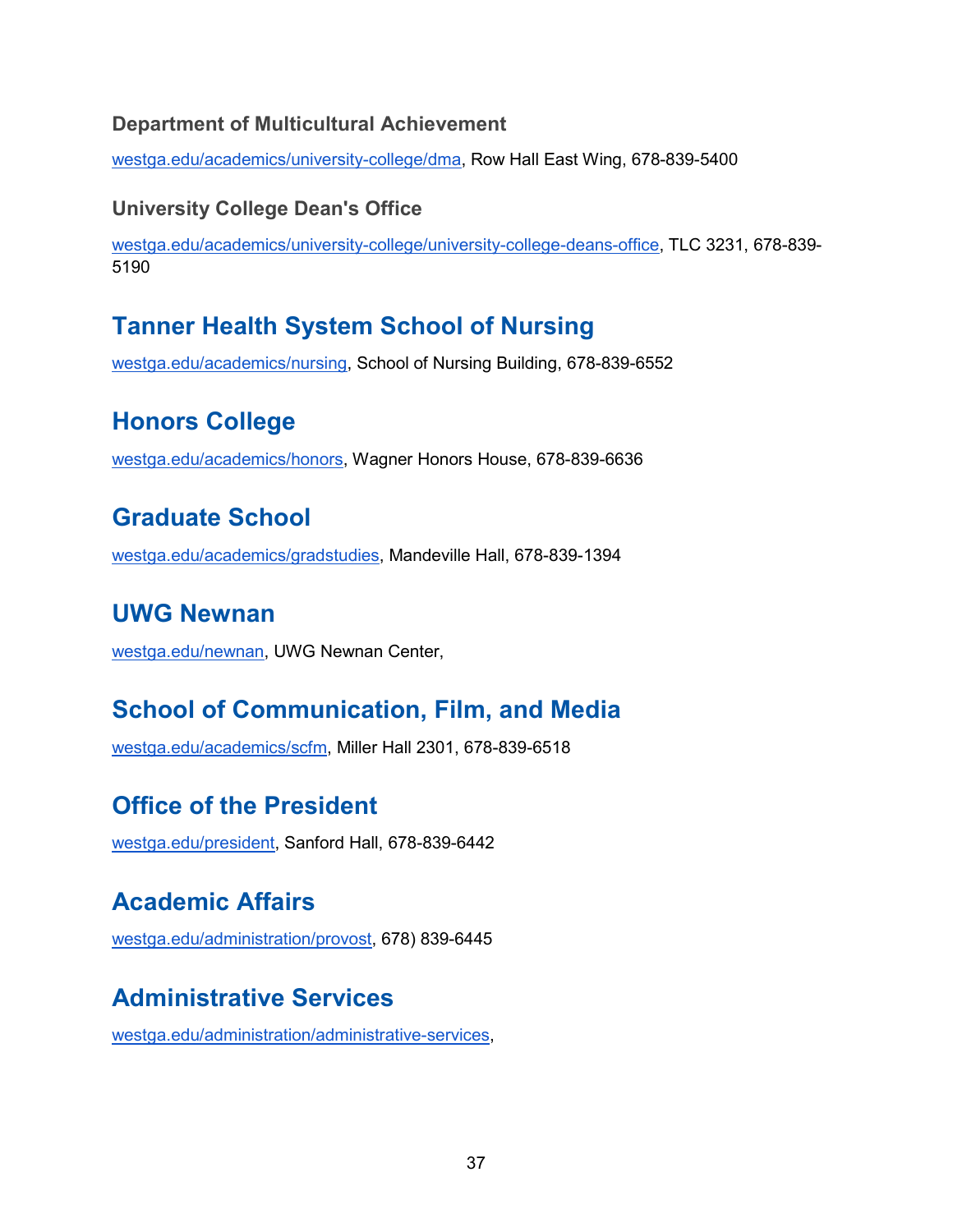### Department of Multicultural Achievement

westga.edu/academics/university-college/dma, Row Hall East Wing, 678-839-5400

### University College Dean's Office

westga.edu/academics/university-college/university-college-deans-office, TLC 3231, 678-839-5190

## Tanner Health System School of Nursing

westga.edu/academics/nursing, School of Nursing Building, 678-839-6552

## Honors College

westga.edu/academics/honors, Wagner Honors House, 678-839-6636

## Graduate School

westga.edu/academics/gradstudies, Mandeville Hall, 678-839-1394

## UWG Newnan

westga.edu/newnan, UWG Newnan Center,

## School of Communication, Film, and Media

westga.edu/academics/scfm, Miller Hall 2301, 678-839-6518

## Office of the President

westga.edu/president, Sanford Hall, 678-839-6442

## Academic Affairs

westga.edu/administration/provost, 678) 839-6445

## Administrative Services

westga.edu/administration/administrative-services,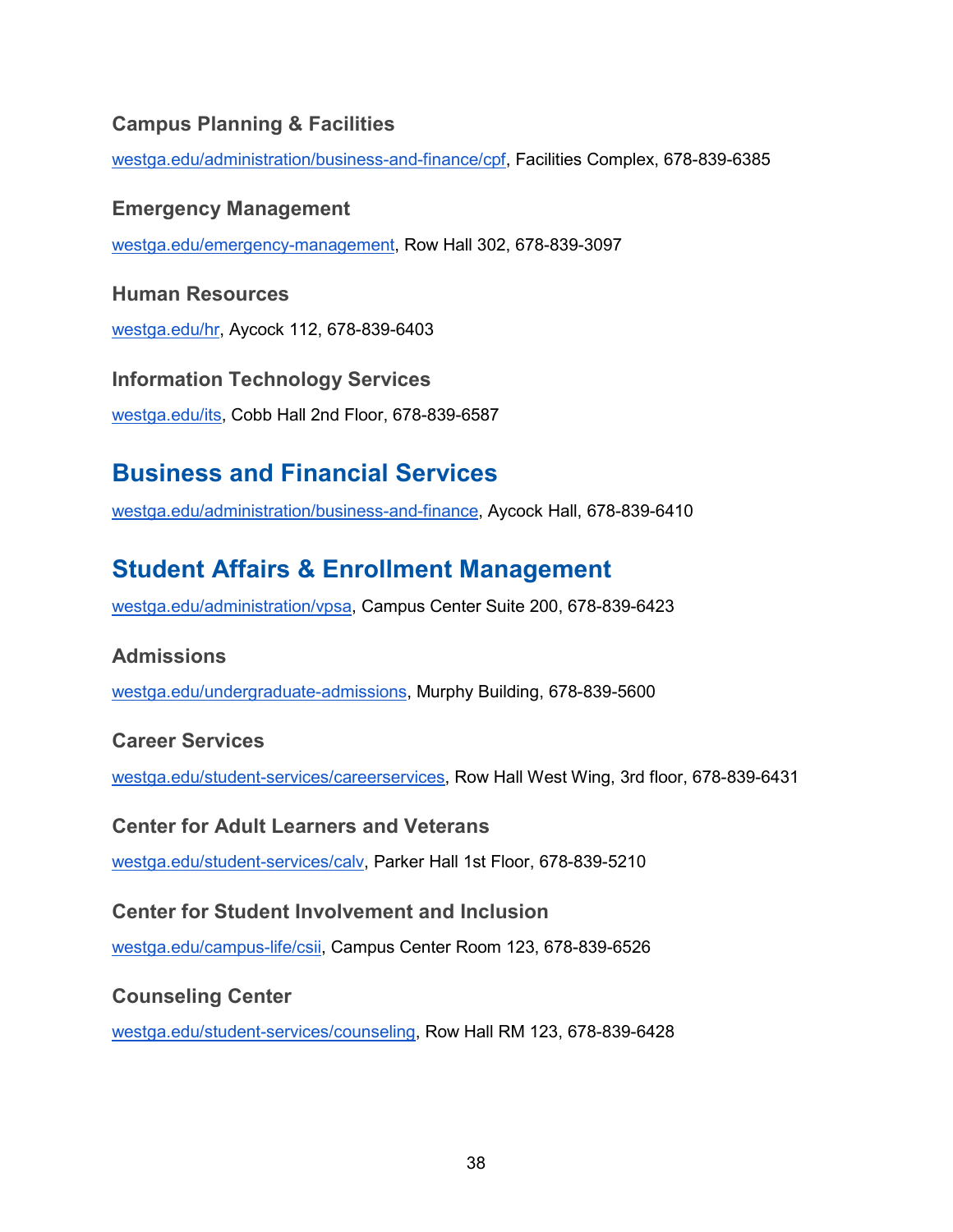### Campus Planning & Facilities

westga.edu/administration/business-and-finance/cpf, Facilities Complex, 678-839-6385

### Emergency Management

westga.edu/emergency-management, Row Hall 302, 678-839-3097

### Human Resources

westga.edu/hr, Aycock 112, 678-839-6403

### Information Technology Services

westga.edu/its, Cobb Hall 2nd Floor, 678-839-6587

## Business and Financial Services

westga.edu/administration/business-and-finance, Aycock Hall, 678-839-6410

## Student Affairs & Enrollment Management

westga.edu/administration/vpsa, Campus Center Suite 200, 678-839-6423

### Admissions

westga.edu/undergraduate-admissions, Murphy Building, 678-839-5600

### Career Services

westga.edu/student-services/careerservices, Row Hall West Wing, 3rd floor, 678-839-6431

### Center for Adult Learners and Veterans

westga.edu/student-services/calv, Parker Hall 1st Floor, 678-839-5210

### Center for Student Involvement and Inclusion

westga.edu/campus-life/csii, Campus Center Room 123, 678-839-6526

### Counseling Center

westga.edu/student-services/counseling, Row Hall RM 123, 678-839-6428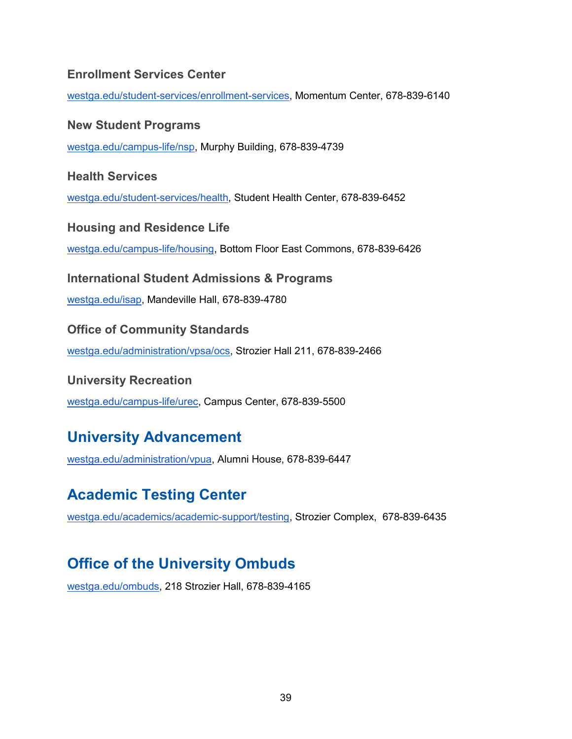### Enrollment Services Center

westga.edu/student-services/enrollment-services, Momentum Center, 678-839-6140

### New Student Programs

westga.edu/campus-life/nsp, Murphy Building, 678-839-4739

### Health Services

westga.edu/student-services/health, Student Health Center, 678-839-6452

### Housing and Residence Life

westga.edu/campus-life/housing, Bottom Floor East Commons, 678-839-6426

### International Student Admissions & Programs

westga.edu/isap, Mandeville Hall, 678-839-4780

### Office of Community Standards

westga.edu/administration/vpsa/ocs, Strozier Hall 211, 678-839-2466

### University Recreation

westga.edu/campus-life/urec, Campus Center, 678-839-5500

## University Advancement

westga.edu/administration/vpua, Alumni House, 678-839-6447

## Academic Testing Center

westga.edu/academics/academic-support/testing, Strozier Complex, 678-839-6435

## Office of the University Ombuds

westga.edu/ombuds, 218 Strozier Hall, 678-839-4165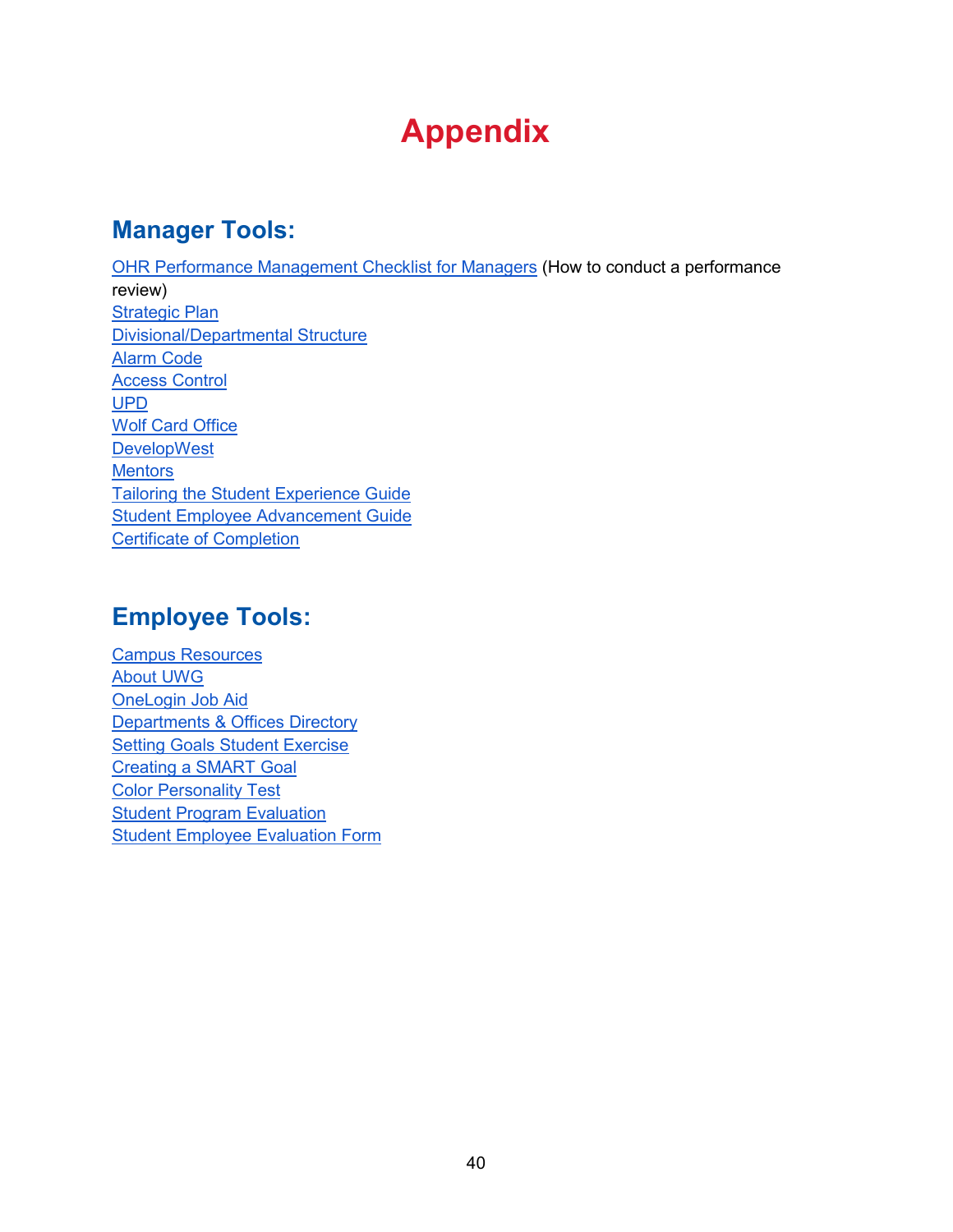# Appendix

## Manager Tools:

OHR Performance Management Checklist for Managers (How to conduct a performance review)
Strategic Plan
Divisional/Departmental Structure
Alarm Code
Access Control
UPD
Wolf Card Office
DevelopWest
Mentors
Tailoring the Student Experience Guide
Student Employee Advancement Guide
Certificate of Completion

## Employee Tools:

Campus Resources
About UWG
OneLogin Job Aid
Departments & Offices Directory
Setting Goals Student Exercise
Creating a SMART Goal
Color Personality Test
Student Program Evaluation
Student Employee Evaluation Form